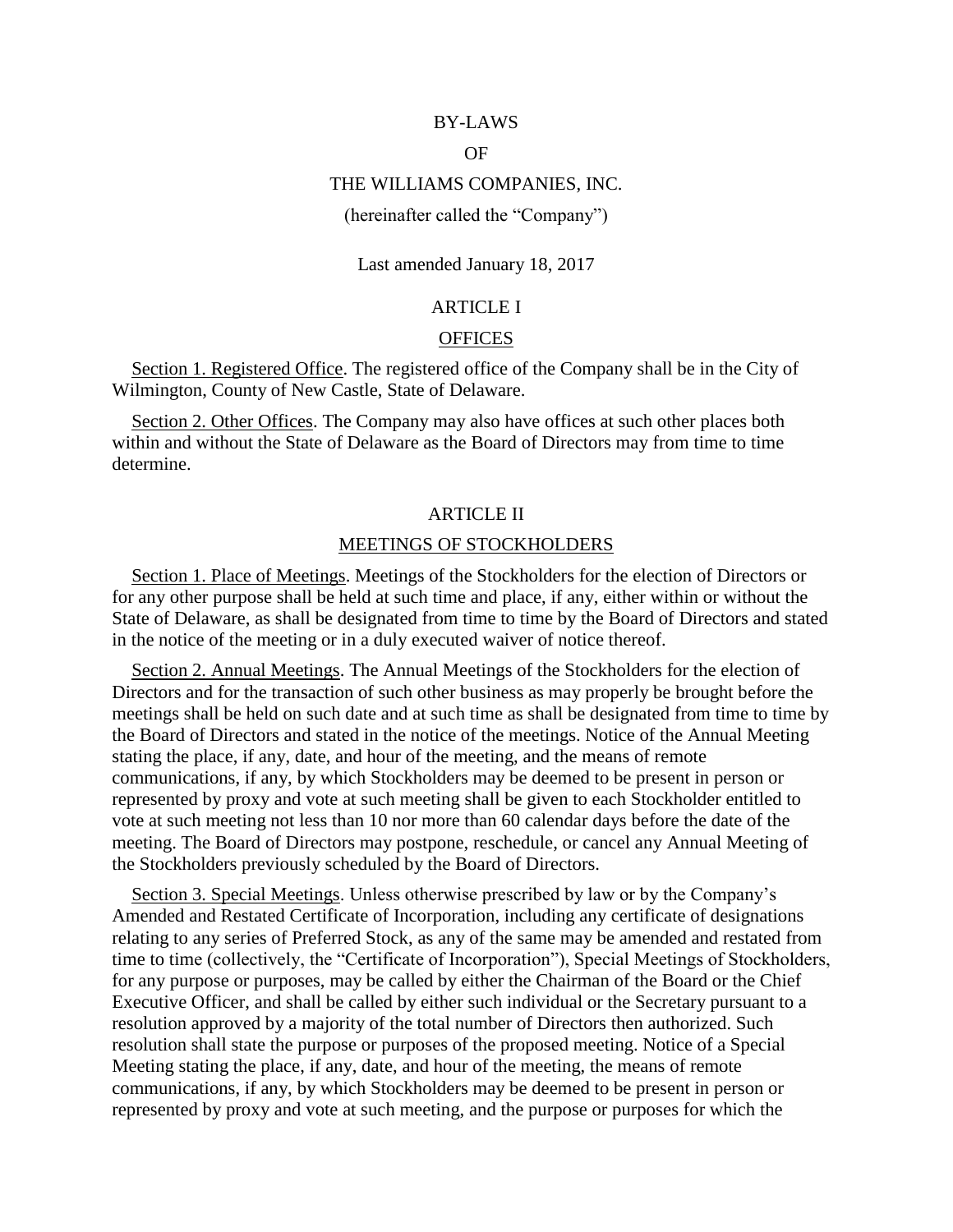# BY-LAWS

# OF

# THE WILLIAMS COMPANIES, INC.

(hereinafter called the "Company")

Last amended January 18, 2017

## ARTICLE I

## OFFICES

Section 1. Registered Office. The registered office of the Company shall be in the City of Wilmington, County of New Castle, State of Delaware.

Section 2. Other Offices. The Company may also have offices at such other places both within and without the State of Delaware as the Board of Directors may from time to time determine.

## ARTICLE II

## MEETINGS OF STOCKHOLDERS

Section 1. Place of Meetings. Meetings of the Stockholders for the election of Directors or for any other purpose shall be held at such time and place, if any, either within or without the State of Delaware, as shall be designated from time to time by the Board of Directors and stated in the notice of the meeting or in a duly executed waiver of notice thereof.

Section 2. Annual Meetings. The Annual Meetings of the Stockholders for the election of Directors and for the transaction of such other business as may properly be brought before the meetings shall be held on such date and at such time as shall be designated from time to time by the Board of Directors and stated in the notice of the meetings. Notice of the Annual Meeting stating the place, if any, date, and hour of the meeting, and the means of remote communications, if any, by which Stockholders may be deemed to be present in person or represented by proxy and vote at such meeting shall be given to each Stockholder entitled to vote at such meeting not less than 10 nor more than 60 calendar days before the date of the meeting. The Board of Directors may postpone, reschedule, or cancel any Annual Meeting of the Stockholders previously scheduled by the Board of Directors.

Section 3. Special Meetings. Unless otherwise prescribed by law or by the Company's Amended and Restated Certificate of Incorporation, including any certificate of designations relating to any series of Preferred Stock, as any of the same may be amended and restated from time to time (collectively, the "Certificate of Incorporation"), Special Meetings of Stockholders, for any purpose or purposes, may be called by either the Chairman of the Board or the Chief Executive Officer, and shall be called by either such individual or the Secretary pursuant to a resolution approved by a majority of the total number of Directors then authorized. Such resolution shall state the purpose or purposes of the proposed meeting. Notice of a Special Meeting stating the place, if any, date, and hour of the meeting, the means of remote communications, if any, by which Stockholders may be deemed to be present in person or represented by proxy and vote at such meeting, and the purpose or purposes for which the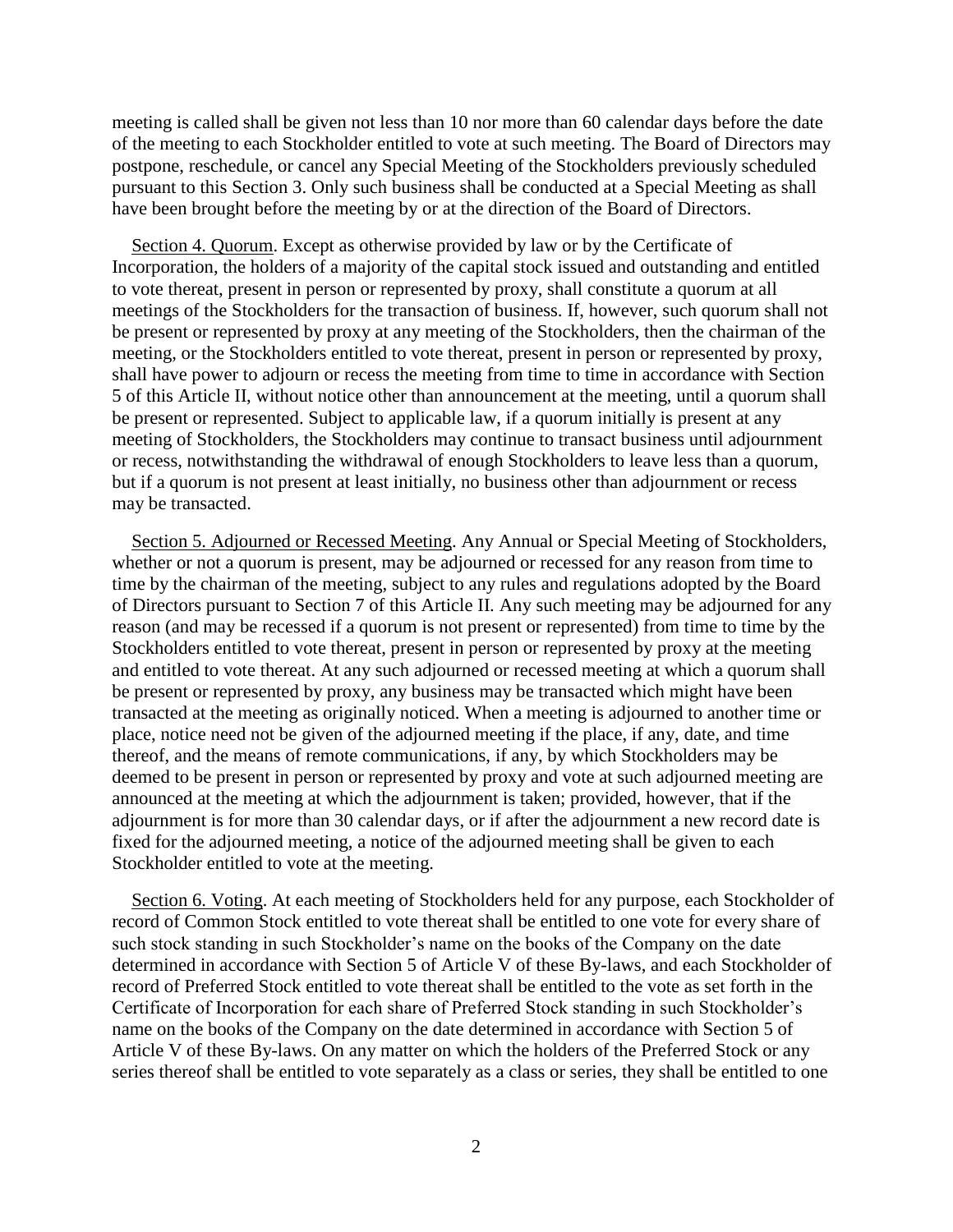meeting is called shall be given not less than 10 nor more than 60 calendar days before the date of the meeting to each Stockholder entitled to vote at such meeting. The Board of Directors may postpone, reschedule, or cancel any Special Meeting of the Stockholders previously scheduled pursuant to this Section 3. Only such business shall be conducted at a Special Meeting as shall have been brought before the meeting by or at the direction of the Board of Directors.

Section 4. Quorum. Except as otherwise provided by law or by the Certificate of Incorporation, the holders of a majority of the capital stock issued and outstanding and entitled to vote thereat, present in person or represented by proxy, shall constitute a quorum at all meetings of the Stockholders for the transaction of business. If, however, such quorum shall not be present or represented by proxy at any meeting of the Stockholders, then the chairman of the meeting, or the Stockholders entitled to vote thereat, present in person or represented by proxy, shall have power to adjourn or recess the meeting from time to time in accordance with Section 5 of this Article II, without notice other than announcement at the meeting, until a quorum shall be present or represented. Subject to applicable law, if a quorum initially is present at any meeting of Stockholders, the Stockholders may continue to transact business until adjournment or recess, notwithstanding the withdrawal of enough Stockholders to leave less than a quorum, but if a quorum is not present at least initially, no business other than adjournment or recess may be transacted.

Section 5. Adjourned or Recessed Meeting. Any Annual or Special Meeting of Stockholders, whether or not a quorum is present, may be adjourned or recessed for any reason from time to time by the chairman of the meeting, subject to any rules and regulations adopted by the Board of Directors pursuant to Section 7 of this Article II. Any such meeting may be adjourned for any reason (and may be recessed if a quorum is not present or represented) from time to time by the Stockholders entitled to vote thereat, present in person or represented by proxy at the meeting and entitled to vote thereat. At any such adjourned or recessed meeting at which a quorum shall be present or represented by proxy, any business may be transacted which might have been transacted at the meeting as originally noticed. When a meeting is adjourned to another time or place, notice need not be given of the adjourned meeting if the place, if any, date, and time thereof, and the means of remote communications, if any, by which Stockholders may be deemed to be present in person or represented by proxy and vote at such adjourned meeting are announced at the meeting at which the adjournment is taken; provided, however, that if the adjournment is for more than 30 calendar days, or if after the adjournment a new record date is fixed for the adjourned meeting, a notice of the adjourned meeting shall be given to each Stockholder entitled to vote at the meeting.

Section 6. Voting. At each meeting of Stockholders held for any purpose, each Stockholder of record of Common Stock entitled to vote thereat shall be entitled to one vote for every share of such stock standing in such Stockholder's name on the books of the Company on the date determined in accordance with Section 5 of Article V of these By-laws, and each Stockholder of record of Preferred Stock entitled to vote thereat shall be entitled to the vote as set forth in the Certificate of Incorporation for each share of Preferred Stock standing in such Stockholder's name on the books of the Company on the date determined in accordance with Section 5 of Article V of these By-laws. On any matter on which the holders of the Preferred Stock or any series thereof shall be entitled to vote separately as a class or series, they shall be entitled to one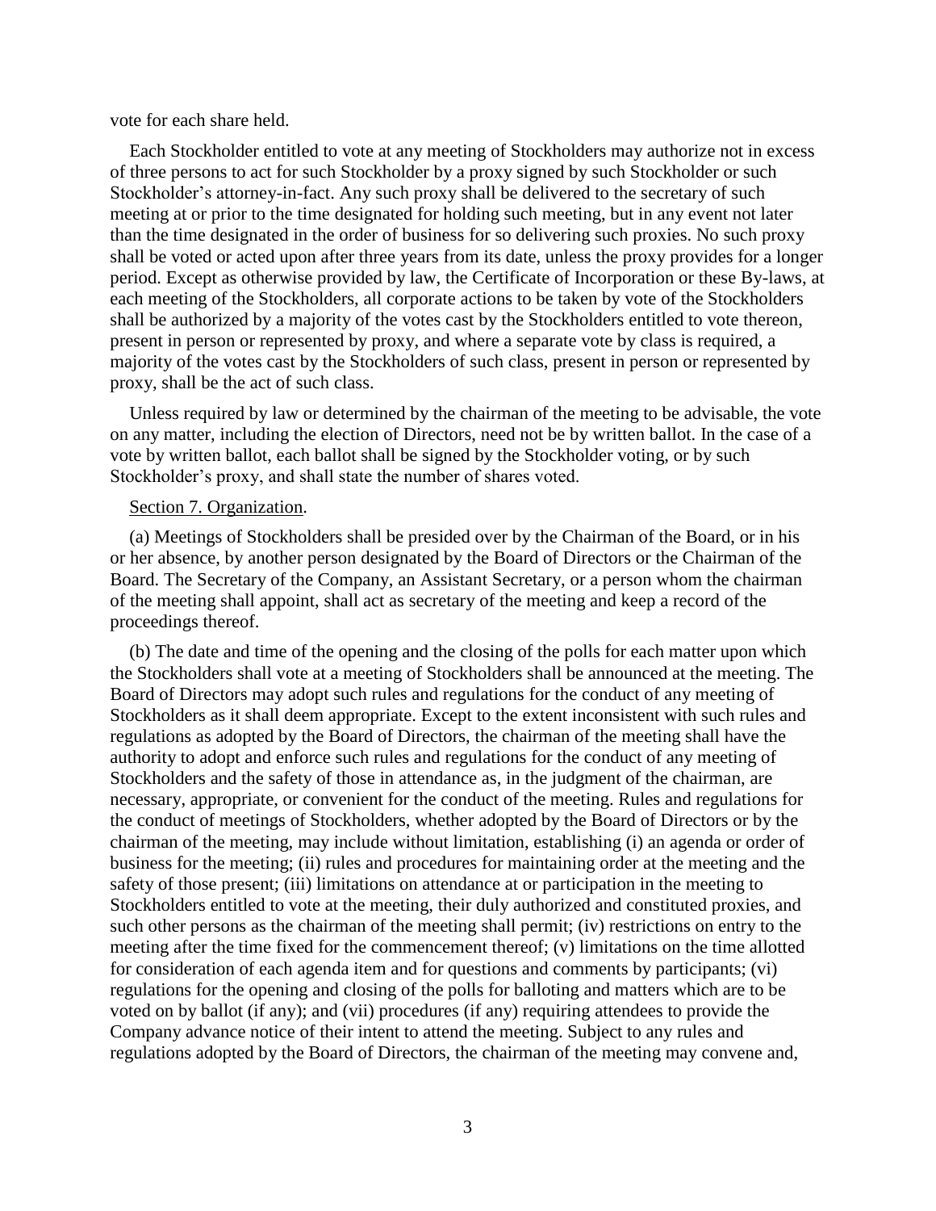vote for each share held.

Each Stockholder entitled to vote at any meeting of Stockholders may authorize not in excess of three persons to act for such Stockholder by a proxy signed by such Stockholder or such Stockholder's attorney-in-fact. Any such proxy shall be delivered to the secretary of such meeting at or prior to the time designated for holding such meeting, but in any event not later than the time designated in the order of business for so delivering such proxies. No such proxy shall be voted or acted upon after three years from its date, unless the proxy provides for a longer period. Except as otherwise provided by law, the Certificate of Incorporation or these By-laws, at each meeting of the Stockholders, all corporate actions to be taken by vote of the Stockholders shall be authorized by a majority of the votes cast by the Stockholders entitled to vote thereon, present in person or represented by proxy, and where a separate vote by class is required, a majority of the votes cast by the Stockholders of such class, present in person or represented by proxy, shall be the act of such class.

Unless required by law or determined by the chairman of the meeting to be advisable, the vote on any matter, including the election of Directors, need not be by written ballot. In the case of a vote by written ballot, each ballot shall be signed by the Stockholder voting, or by such Stockholder's proxy, and shall state the number of shares voted.

Section 7. Organization.

(a) Meetings of Stockholders shall be presided over by the Chairman of the Board, or in his or her absence, by another person designated by the Board of Directors or the Chairman of the Board. The Secretary of the Company, an Assistant Secretary, or a person whom the chairman of the meeting shall appoint, shall act as secretary of the meeting and keep a record of the proceedings thereof.

(b) The date and time of the opening and the closing of the polls for each matter upon which the Stockholders shall vote at a meeting of Stockholders shall be announced at the meeting. The Board of Directors may adopt such rules and regulations for the conduct of any meeting of Stockholders as it shall deem appropriate. Except to the extent inconsistent with such rules and regulations as adopted by the Board of Directors, the chairman of the meeting shall have the authority to adopt and enforce such rules and regulations for the conduct of any meeting of Stockholders and the safety of those in attendance as, in the judgment of the chairman, are necessary, appropriate, or convenient for the conduct of the meeting. Rules and regulations for the conduct of meetings of Stockholders, whether adopted by the Board of Directors or by the chairman of the meeting, may include without limitation, establishing (i) an agenda or order of business for the meeting; (ii) rules and procedures for maintaining order at the meeting and the safety of those present; (iii) limitations on attendance at or participation in the meeting to Stockholders entitled to vote at the meeting, their duly authorized and constituted proxies, and such other persons as the chairman of the meeting shall permit; (iv) restrictions on entry to the meeting after the time fixed for the commencement thereof; (v) limitations on the time allotted for consideration of each agenda item and for questions and comments by participants; (vi) regulations for the opening and closing of the polls for balloting and matters which are to be voted on by ballot (if any); and (vii) procedures (if any) requiring attendees to provide the Company advance notice of their intent to attend the meeting. Subject to any rules and regulations adopted by the Board of Directors, the chairman of the meeting may convene and,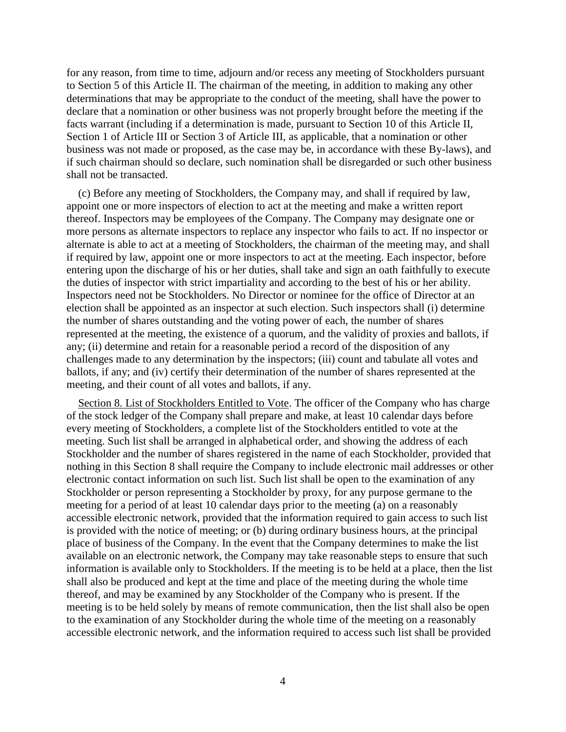for any reason, from time to time, adjourn and/or recess any meeting of Stockholders pursuant to Section 5 of this Article II. The chairman of the meeting, in addition to making any other determinations that may be appropriate to the conduct of the meeting, shall have the power to declare that a nomination or other business was not properly brought before the meeting if the facts warrant (including if a determination is made, pursuant to Section 10 of this Article II, Section 1 of Article III or Section 3 of Article III, as applicable, that a nomination or other business was not made or proposed, as the case may be, in accordance with these By-laws), and if such chairman should so declare, such nomination shall be disregarded or such other business shall not be transacted.

(c) Before any meeting of Stockholders, the Company may, and shall if required by law, appoint one or more inspectors of election to act at the meeting and make a written report thereof. Inspectors may be employees of the Company. The Company may designate one or more persons as alternate inspectors to replace any inspector who fails to act. If no inspector or alternate is able to act at a meeting of Stockholders, the chairman of the meeting may, and shall if required by law, appoint one or more inspectors to act at the meeting. Each inspector, before entering upon the discharge of his or her duties, shall take and sign an oath faithfully to execute the duties of inspector with strict impartiality and according to the best of his or her ability. Inspectors need not be Stockholders. No Director or nominee for the office of Director at an election shall be appointed as an inspector at such election. Such inspectors shall (i) determine the number of shares outstanding and the voting power of each, the number of shares represented at the meeting, the existence of a quorum, and the validity of proxies and ballots, if any; (ii) determine and retain for a reasonable period a record of the disposition of any challenges made to any determination by the inspectors; (iii) count and tabulate all votes and ballots, if any; and (iv) certify their determination of the number of shares represented at the meeting, and their count of all votes and ballots, if any.

Section 8. List of Stockholders Entitled to Vote. The officer of the Company who has charge of the stock ledger of the Company shall prepare and make, at least 10 calendar days before every meeting of Stockholders, a complete list of the Stockholders entitled to vote at the meeting. Such list shall be arranged in alphabetical order, and showing the address of each Stockholder and the number of shares registered in the name of each Stockholder, provided that nothing in this Section 8 shall require the Company to include electronic mail addresses or other electronic contact information on such list. Such list shall be open to the examination of any Stockholder or person representing a Stockholder by proxy, for any purpose germane to the meeting for a period of at least 10 calendar days prior to the meeting (a) on a reasonably accessible electronic network, provided that the information required to gain access to such list is provided with the notice of meeting; or (b) during ordinary business hours, at the principal place of business of the Company. In the event that the Company determines to make the list available on an electronic network, the Company may take reasonable steps to ensure that such information is available only to Stockholders. If the meeting is to be held at a place, then the list shall also be produced and kept at the time and place of the meeting during the whole time thereof, and may be examined by any Stockholder of the Company who is present. If the meeting is to be held solely by means of remote communication, then the list shall also be open to the examination of any Stockholder during the whole time of the meeting on a reasonably accessible electronic network, and the information required to access such list shall be provided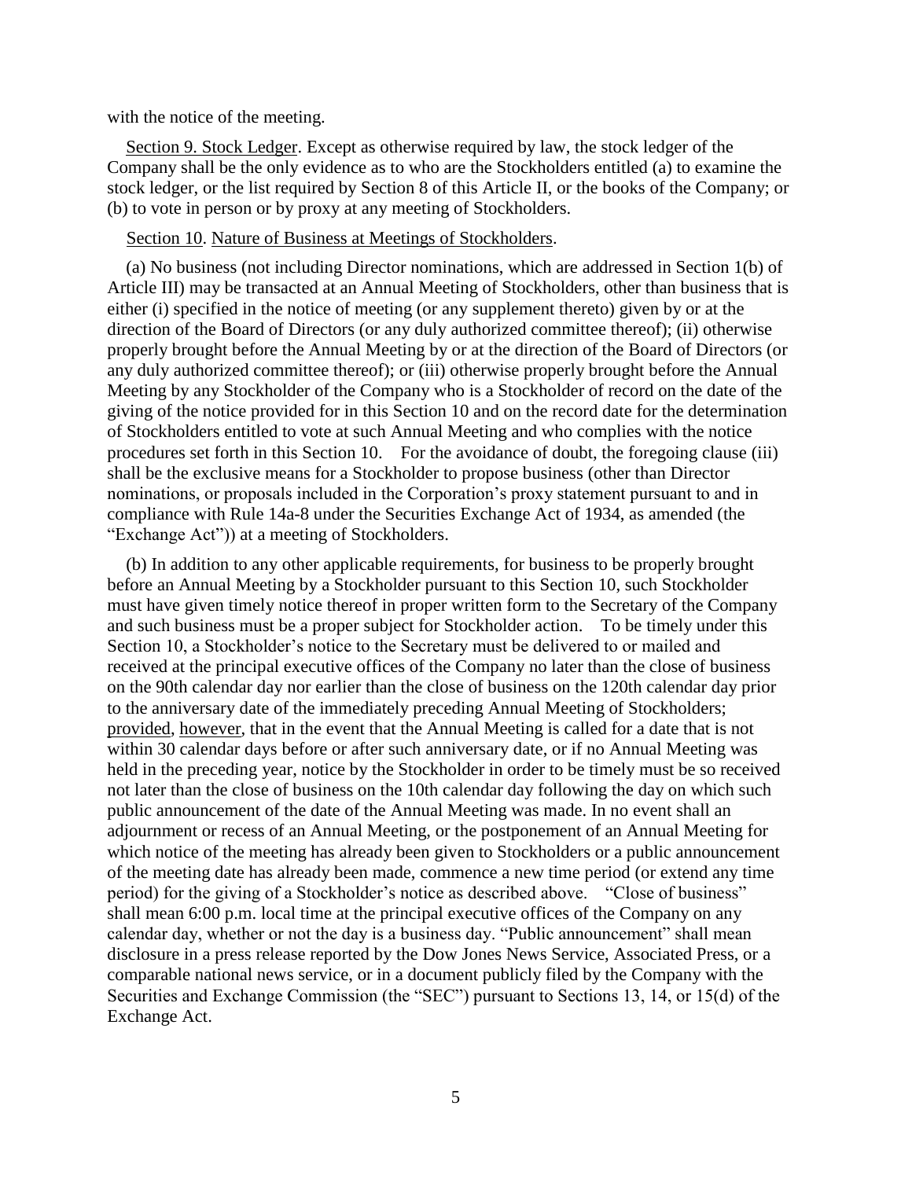with the notice of the meeting.

Section 9. Stock Ledger. Except as otherwise required by law, the stock ledger of the Company shall be the only evidence as to who are the Stockholders entitled (a) to examine the stock ledger, or the list required by Section 8 of this Article II, or the books of the Company; or (b) to vote in person or by proxy at any meeting of Stockholders.

Section 10. Nature of Business at Meetings of Stockholders.

(a) No business (not including Director nominations, which are addressed in Section 1(b) of Article III) may be transacted at an Annual Meeting of Stockholders, other than business that is either (i) specified in the notice of meeting (or any supplement thereto) given by or at the direction of the Board of Directors (or any duly authorized committee thereof); (ii) otherwise properly brought before the Annual Meeting by or at the direction of the Board of Directors (or any duly authorized committee thereof); or (iii) otherwise properly brought before the Annual Meeting by any Stockholder of the Company who is a Stockholder of record on the date of the giving of the notice provided for in this Section 10 and on the record date for the determination of Stockholders entitled to vote at such Annual Meeting and who complies with the notice procedures set forth in this Section 10. For the avoidance of doubt, the foregoing clause (iii) shall be the exclusive means for a Stockholder to propose business (other than Director nominations, or proposals included in the Corporation's proxy statement pursuant to and in compliance with Rule 14a-8 under the Securities Exchange Act of 1934, as amended (the "Exchange Act")) at a meeting of Stockholders.

(b) In addition to any other applicable requirements, for business to be properly brought before an Annual Meeting by a Stockholder pursuant to this Section 10, such Stockholder must have given timely notice thereof in proper written form to the Secretary of the Company and such business must be a proper subject for Stockholder action. To be timely under this Section 10, a Stockholder's notice to the Secretary must be delivered to or mailed and received at the principal executive offices of the Company no later than the close of business on the 90th calendar day nor earlier than the close of business on the 120th calendar day prior to the anniversary date of the immediately preceding Annual Meeting of Stockholders; provided, however, that in the event that the Annual Meeting is called for a date that is not within 30 calendar days before or after such anniversary date, or if no Annual Meeting was held in the preceding year, notice by the Stockholder in order to be timely must be so received not later than the close of business on the 10th calendar day following the day on which such public announcement of the date of the Annual Meeting was made. In no event shall an adjournment or recess of an Annual Meeting, or the postponement of an Annual Meeting for which notice of the meeting has already been given to Stockholders or a public announcement of the meeting date has already been made, commence a new time period (or extend any time period) for the giving of a Stockholder's notice as described above. "Close of business" shall mean 6:00 p.m. local time at the principal executive offices of the Company on any calendar day, whether or not the day is a business day. "Public announcement" shall mean disclosure in a press release reported by the Dow Jones News Service, Associated Press, or a comparable national news service, or in a document publicly filed by the Company with the Securities and Exchange Commission (the "SEC") pursuant to Sections 13, 14, or 15(d) of the Exchange Act.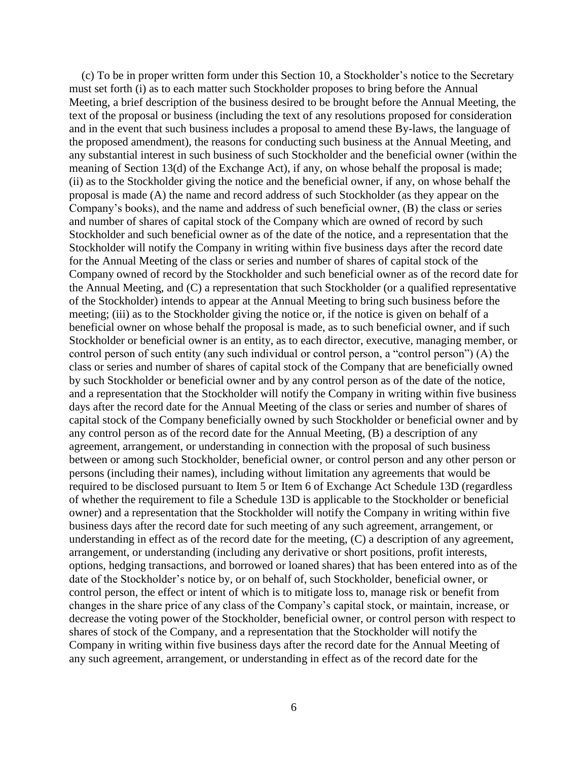(c) To be in proper written form under this Section 10, a Stockholder's notice to the Secretary must set forth (i) as to each matter such Stockholder proposes to bring before the Annual Meeting, a brief description of the business desired to be brought before the Annual Meeting, the text of the proposal or business (including the text of any resolutions proposed for consideration and in the event that such business includes a proposal to amend these By-laws, the language of the proposed amendment), the reasons for conducting such business at the Annual Meeting, and any substantial interest in such business of such Stockholder and the beneficial owner (within the meaning of Section 13(d) of the Exchange Act), if any, on whose behalf the proposal is made; (ii) as to the Stockholder giving the notice and the beneficial owner, if any, on whose behalf the proposal is made (A) the name and record address of such Stockholder (as they appear on the Company's books), and the name and address of such beneficial owner, (B) the class or series and number of shares of capital stock of the Company which are owned of record by such Stockholder and such beneficial owner as of the date of the notice, and a representation that the Stockholder will notify the Company in writing within five business days after the record date for the Annual Meeting of the class or series and number of shares of capital stock of the Company owned of record by the Stockholder and such beneficial owner as of the record date for the Annual Meeting, and (C) a representation that such Stockholder (or a qualified representative of the Stockholder) intends to appear at the Annual Meeting to bring such business before the meeting; (iii) as to the Stockholder giving the notice or, if the notice is given on behalf of a beneficial owner on whose behalf the proposal is made, as to such beneficial owner, and if such Stockholder or beneficial owner is an entity, as to each director, executive, managing member, or control person of such entity (any such individual or control person, a "control person") (A) the class or series and number of shares of capital stock of the Company that are beneficially owned by such Stockholder or beneficial owner and by any control person as of the date of the notice, and a representation that the Stockholder will notify the Company in writing within five business days after the record date for the Annual Meeting of the class or series and number of shares of capital stock of the Company beneficially owned by such Stockholder or beneficial owner and by any control person as of the record date for the Annual Meeting, (B) a description of any agreement, arrangement, or understanding in connection with the proposal of such business between or among such Stockholder, beneficial owner, or control person and any other person or persons (including their names), including without limitation any agreements that would be required to be disclosed pursuant to Item 5 or Item 6 of Exchange Act Schedule 13D (regardless of whether the requirement to file a Schedule 13D is applicable to the Stockholder or beneficial owner) and a representation that the Stockholder will notify the Company in writing within five business days after the record date for such meeting of any such agreement, arrangement, or understanding in effect as of the record date for the meeting, (C) a description of any agreement, arrangement, or understanding (including any derivative or short positions, profit interests, options, hedging transactions, and borrowed or loaned shares) that has been entered into as of the date of the Stockholder's notice by, or on behalf of, such Stockholder, beneficial owner, or control person, the effect or intent of which is to mitigate loss to, manage risk or benefit from changes in the share price of any class of the Company's capital stock, or maintain, increase, or decrease the voting power of the Stockholder, beneficial owner, or control person with respect to shares of stock of the Company, and a representation that the Stockholder will notify the Company in writing within five business days after the record date for the Annual Meeting of any such agreement, arrangement, or understanding in effect as of the record date for the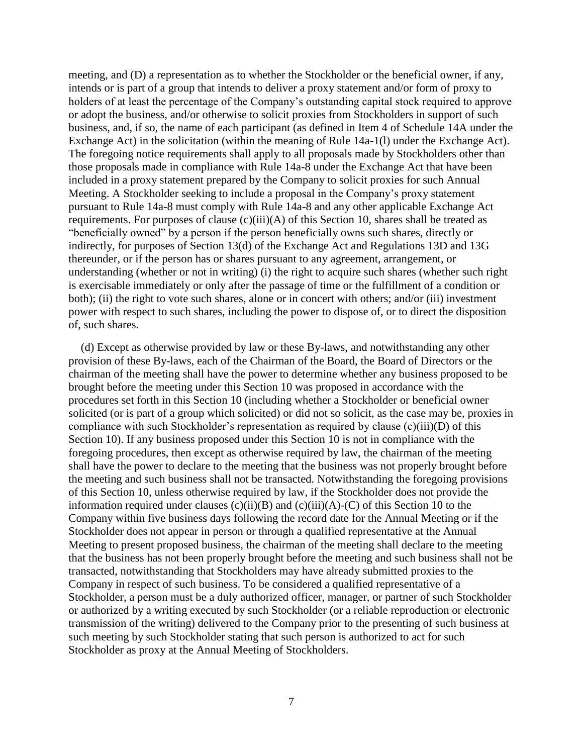meeting, and (D) a representation as to whether the Stockholder or the beneficial owner, if any, intends or is part of a group that intends to deliver a proxy statement and/or form of proxy to holders of at least the percentage of the Company's outstanding capital stock required to approve or adopt the business, and/or otherwise to solicit proxies from Stockholders in support of such business, and, if so, the name of each participant (as defined in Item 4 of Schedule 14A under the Exchange Act) in the solicitation (within the meaning of Rule 14a-1(l) under the Exchange Act). The foregoing notice requirements shall apply to all proposals made by Stockholders other than those proposals made in compliance with Rule 14a-8 under the Exchange Act that have been included in a proxy statement prepared by the Company to solicit proxies for such Annual Meeting. A Stockholder seeking to include a proposal in the Company's proxy statement pursuant to Rule 14a-8 must comply with Rule 14a-8 and any other applicable Exchange Act requirements. For purposes of clause (c)(iii)(A) of this Section 10, shares shall be treated as "beneficially owned" by a person if the person beneficially owns such shares, directly or indirectly, for purposes of Section 13(d) of the Exchange Act and Regulations 13D and 13G thereunder, or if the person has or shares pursuant to any agreement, arrangement, or understanding (whether or not in writing) (i) the right to acquire such shares (whether such right is exercisable immediately or only after the passage of time or the fulfillment of a condition or both); (ii) the right to vote such shares, alone or in concert with others; and/or (iii) investment power with respect to such shares, including the power to dispose of, or to direct the disposition of, such shares.

(d) Except as otherwise provided by law or these By-laws, and notwithstanding any other provision of these By-laws, each of the Chairman of the Board, the Board of Directors or the chairman of the meeting shall have the power to determine whether any business proposed to be brought before the meeting under this Section 10 was proposed in accordance with the procedures set forth in this Section 10 (including whether a Stockholder or beneficial owner solicited (or is part of a group which solicited) or did not so solicit, as the case may be, proxies in compliance with such Stockholder's representation as required by clause (c)(iii)(D) of this Section 10). If any business proposed under this Section 10 is not in compliance with the foregoing procedures, then except as otherwise required by law, the chairman of the meeting shall have the power to declare to the meeting that the business was not properly brought before the meeting and such business shall not be transacted. Notwithstanding the foregoing provisions of this Section 10, unless otherwise required by law, if the Stockholder does not provide the information required under clauses (c)(ii)(B) and (c)(iii)(A)-(C) of this Section 10 to the Company within five business days following the record date for the Annual Meeting or if the Stockholder does not appear in person or through a qualified representative at the Annual Meeting to present proposed business, the chairman of the meeting shall declare to the meeting that the business has not been properly brought before the meeting and such business shall not be transacted, notwithstanding that Stockholders may have already submitted proxies to the Company in respect of such business. To be considered a qualified representative of a Stockholder, a person must be a duly authorized officer, manager, or partner of such Stockholder or authorized by a writing executed by such Stockholder (or a reliable reproduction or electronic transmission of the writing) delivered to the Company prior to the presenting of such business at such meeting by such Stockholder stating that such person is authorized to act for such Stockholder as proxy at the Annual Meeting of Stockholders.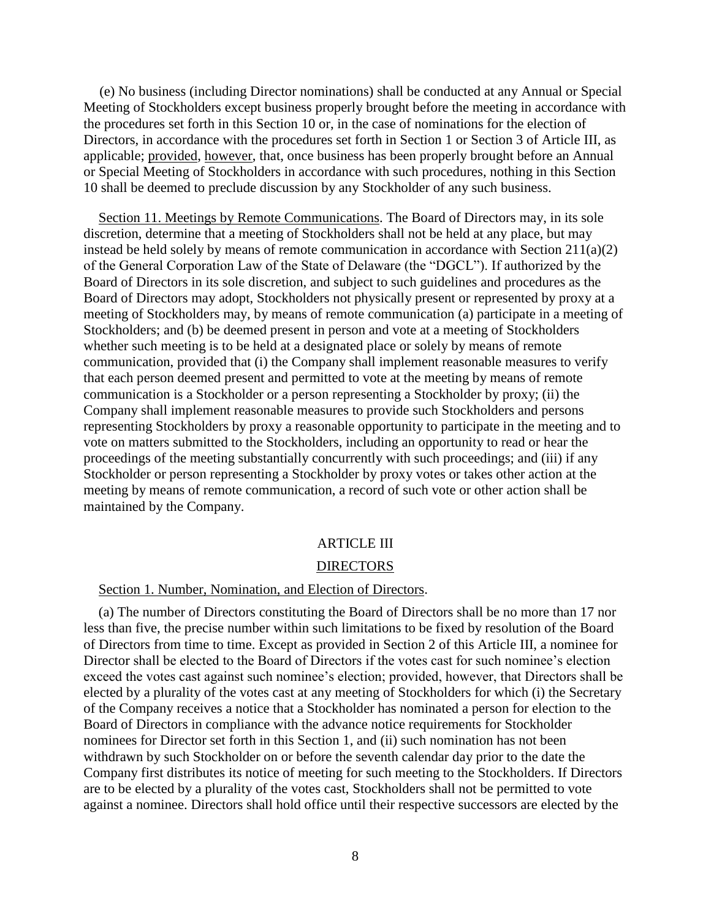(e) No business (including Director nominations) shall be conducted at any Annual or Special Meeting of Stockholders except business properly brought before the meeting in accordance with the procedures set forth in this Section 10 or, in the case of nominations for the election of Directors, in accordance with the procedures set forth in Section 1 or Section 3 of Article III, as applicable; provided, however, that, once business has been properly brought before an Annual or Special Meeting of Stockholders in accordance with such procedures, nothing in this Section 10 shall be deemed to preclude discussion by any Stockholder of any such business.

Section 11. Meetings by Remote Communications. The Board of Directors may, in its sole discretion, determine that a meeting of Stockholders shall not be held at any place, but may instead be held solely by means of remote communication in accordance with Section 211(a)(2) of the General Corporation Law of the State of Delaware (the "DGCL"). If authorized by the Board of Directors in its sole discretion, and subject to such guidelines and procedures as the Board of Directors may adopt, Stockholders not physically present or represented by proxy at a meeting of Stockholders may, by means of remote communication (a) participate in a meeting of Stockholders; and (b) be deemed present in person and vote at a meeting of Stockholders whether such meeting is to be held at a designated place or solely by means of remote communication, provided that (i) the Company shall implement reasonable measures to verify that each person deemed present and permitted to vote at the meeting by means of remote communication is a Stockholder or a person representing a Stockholder by proxy; (ii) the Company shall implement reasonable measures to provide such Stockholders and persons representing Stockholders by proxy a reasonable opportunity to participate in the meeting and to vote on matters submitted to the Stockholders, including an opportunity to read or hear the proceedings of the meeting substantially concurrently with such proceedings; and (iii) if any Stockholder or person representing a Stockholder by proxy votes or takes other action at the meeting by means of remote communication, a record of such vote or other action shall be maintained by the Company.

## ARTICLE III

## DIRECTORS

Section 1. Number, Nomination, and Election of Directors.

(a) The number of Directors constituting the Board of Directors shall be no more than 17 nor less than five, the precise number within such limitations to be fixed by resolution of the Board of Directors from time to time. Except as provided in Section 2 of this Article III, a nominee for Director shall be elected to the Board of Directors if the votes cast for such nominee's election exceed the votes cast against such nominee's election; provided, however, that Directors shall be elected by a plurality of the votes cast at any meeting of Stockholders for which (i) the Secretary of the Company receives a notice that a Stockholder has nominated a person for election to the Board of Directors in compliance with the advance notice requirements for Stockholder nominees for Director set forth in this Section 1, and (ii) such nomination has not been withdrawn by such Stockholder on or before the seventh calendar day prior to the date the Company first distributes its notice of meeting for such meeting to the Stockholders. If Directors are to be elected by a plurality of the votes cast, Stockholders shall not be permitted to vote against a nominee. Directors shall hold office until their respective successors are elected by the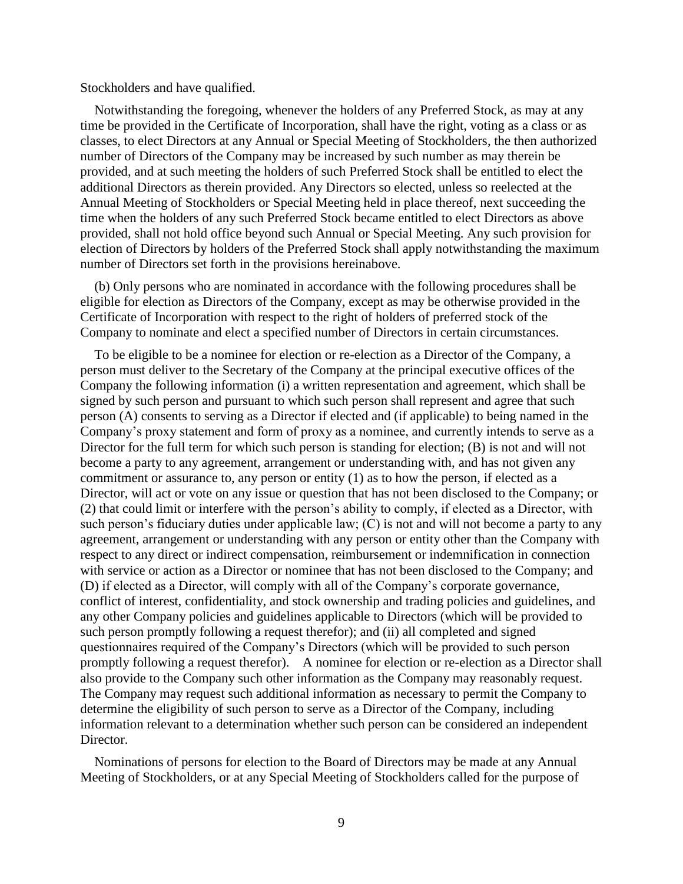Stockholders and have qualified.

Notwithstanding the foregoing, whenever the holders of any Preferred Stock, as may at any time be provided in the Certificate of Incorporation, shall have the right, voting as a class or as classes, to elect Directors at any Annual or Special Meeting of Stockholders, the then authorized number of Directors of the Company may be increased by such number as may therein be provided, and at such meeting the holders of such Preferred Stock shall be entitled to elect the additional Directors as therein provided. Any Directors so elected, unless so reelected at the Annual Meeting of Stockholders or Special Meeting held in place thereof, next succeeding the time when the holders of any such Preferred Stock became entitled to elect Directors as above provided, shall not hold office beyond such Annual or Special Meeting. Any such provision for election of Directors by holders of the Preferred Stock shall apply notwithstanding the maximum number of Directors set forth in the provisions hereinabove.

(b) Only persons who are nominated in accordance with the following procedures shall be eligible for election as Directors of the Company, except as may be otherwise provided in the Certificate of Incorporation with respect to the right of holders of preferred stock of the Company to nominate and elect a specified number of Directors in certain circumstances.

To be eligible to be a nominee for election or re-election as a Director of the Company, a person must deliver to the Secretary of the Company at the principal executive offices of the Company the following information (i) a written representation and agreement, which shall be signed by such person and pursuant to which such person shall represent and agree that such person (A) consents to serving as a Director if elected and (if applicable) to being named in the Company's proxy statement and form of proxy as a nominee, and currently intends to serve as a Director for the full term for which such person is standing for election; (B) is not and will not become a party to any agreement, arrangement or understanding with, and has not given any commitment or assurance to, any person or entity (1) as to how the person, if elected as a Director, will act or vote on any issue or question that has not been disclosed to the Company; or (2) that could limit or interfere with the person's ability to comply, if elected as a Director, with such person's fiduciary duties under applicable law; (C) is not and will not become a party to any agreement, arrangement or understanding with any person or entity other than the Company with respect to any direct or indirect compensation, reimbursement or indemnification in connection with service or action as a Director or nominee that has not been disclosed to the Company; and (D) if elected as a Director, will comply with all of the Company's corporate governance, conflict of interest, confidentiality, and stock ownership and trading policies and guidelines, and any other Company policies and guidelines applicable to Directors (which will be provided to such person promptly following a request therefor); and (ii) all completed and signed questionnaires required of the Company's Directors (which will be provided to such person promptly following a request therefor). A nominee for election or re-election as a Director shall also provide to the Company such other information as the Company may reasonably request. The Company may request such additional information as necessary to permit the Company to determine the eligibility of such person to serve as a Director of the Company, including information relevant to a determination whether such person can be considered an independent Director.

Nominations of persons for election to the Board of Directors may be made at any Annual Meeting of Stockholders, or at any Special Meeting of Stockholders called for the purpose of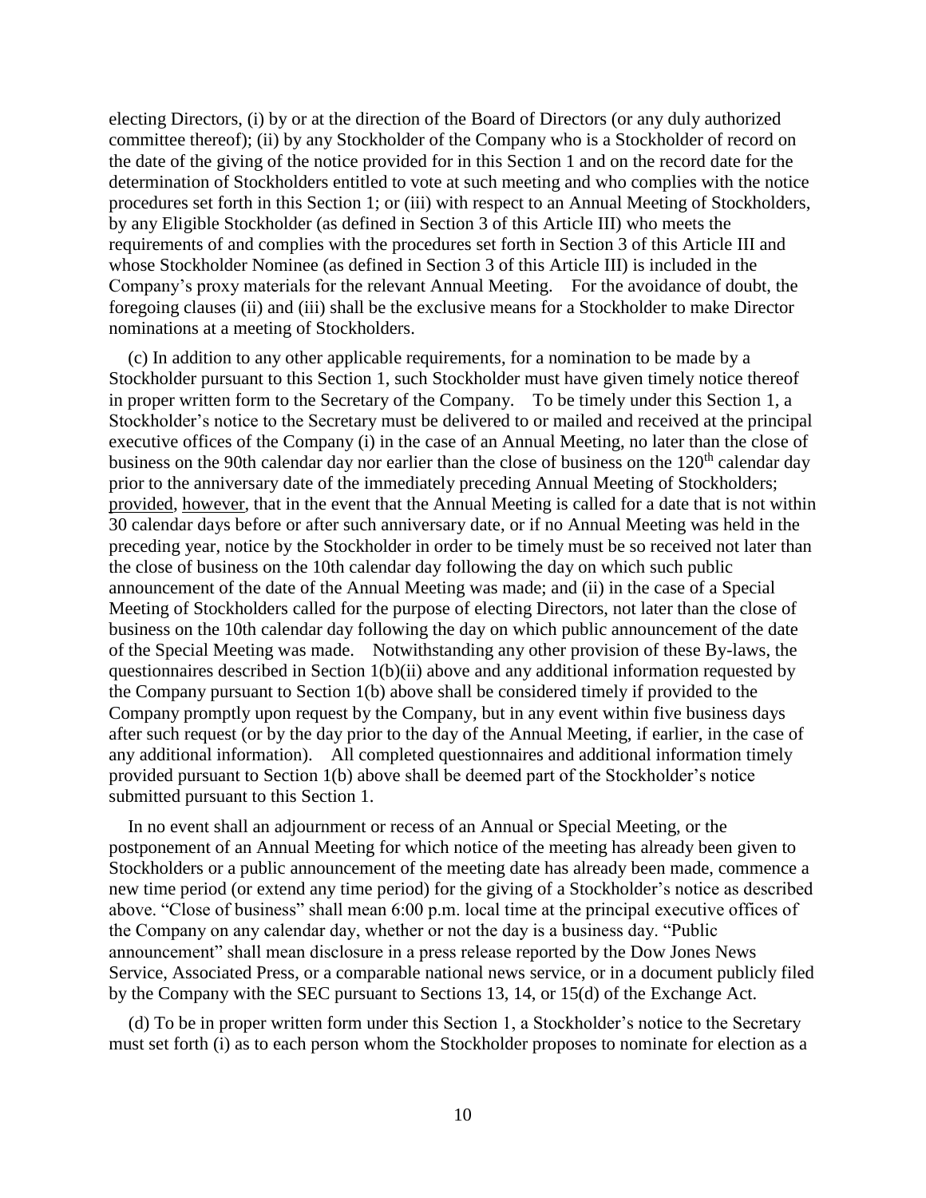electing Directors, (i) by or at the direction of the Board of Directors (or any duly authorized committee thereof); (ii) by any Stockholder of the Company who is a Stockholder of record on the date of the giving of the notice provided for in this Section 1 and on the record date for the determination of Stockholders entitled to vote at such meeting and who complies with the notice procedures set forth in this Section 1; or (iii) with respect to an Annual Meeting of Stockholders, by any Eligible Stockholder (as defined in Section 3 of this Article III) who meets the requirements of and complies with the procedures set forth in Section 3 of this Article III and whose Stockholder Nominee (as defined in Section 3 of this Article III) is included in the Company's proxy materials for the relevant Annual Meeting. For the avoidance of doubt, the foregoing clauses (ii) and (iii) shall be the exclusive means for a Stockholder to make Director nominations at a meeting of Stockholders.

(c) In addition to any other applicable requirements, for a nomination to be made by a Stockholder pursuant to this Section 1, such Stockholder must have given timely notice thereof in proper written form to the Secretary of the Company. To be timely under this Section 1, a Stockholder's notice to the Secretary must be delivered to or mailed and received at the principal executive offices of the Company (i) in the case of an Annual Meeting, no later than the close of business on the 90th calendar day nor earlier than the close of business on the 120th calendar day prior to the anniversary date of the immediately preceding Annual Meeting of Stockholders; provided, however, that in the event that the Annual Meeting is called for a date that is not within 30 calendar days before or after such anniversary date, or if no Annual Meeting was held in the preceding year, notice by the Stockholder in order to be timely must be so received not later than the close of business on the 10th calendar day following the day on which such public announcement of the date of the Annual Meeting was made; and (ii) in the case of a Special Meeting of Stockholders called for the purpose of electing Directors, not later than the close of business on the 10th calendar day following the day on which public announcement of the date of the Special Meeting was made. Notwithstanding any other provision of these By-laws, the questionnaires described in Section 1(b)(ii) above and any additional information requested by the Company pursuant to Section 1(b) above shall be considered timely if provided to the Company promptly upon request by the Company, but in any event within five business days after such request (or by the day prior to the day of the Annual Meeting, if earlier, in the case of any additional information). All completed questionnaires and additional information timely provided pursuant to Section 1(b) above shall be deemed part of the Stockholder's notice submitted pursuant to this Section 1.

In no event shall an adjournment or recess of an Annual or Special Meeting, or the postponement of an Annual Meeting for which notice of the meeting has already been given to Stockholders or a public announcement of the meeting date has already been made, commence a new time period (or extend any time period) for the giving of a Stockholder's notice as described above. "Close of business" shall mean 6:00 p.m. local time at the principal executive offices of the Company on any calendar day, whether or not the day is a business day. "Public announcement" shall mean disclosure in a press release reported by the Dow Jones News Service, Associated Press, or a comparable national news service, or in a document publicly filed by the Company with the SEC pursuant to Sections 13, 14, or 15(d) of the Exchange Act.

(d) To be in proper written form under this Section 1, a Stockholder's notice to the Secretary must set forth (i) as to each person whom the Stockholder proposes to nominate for election as a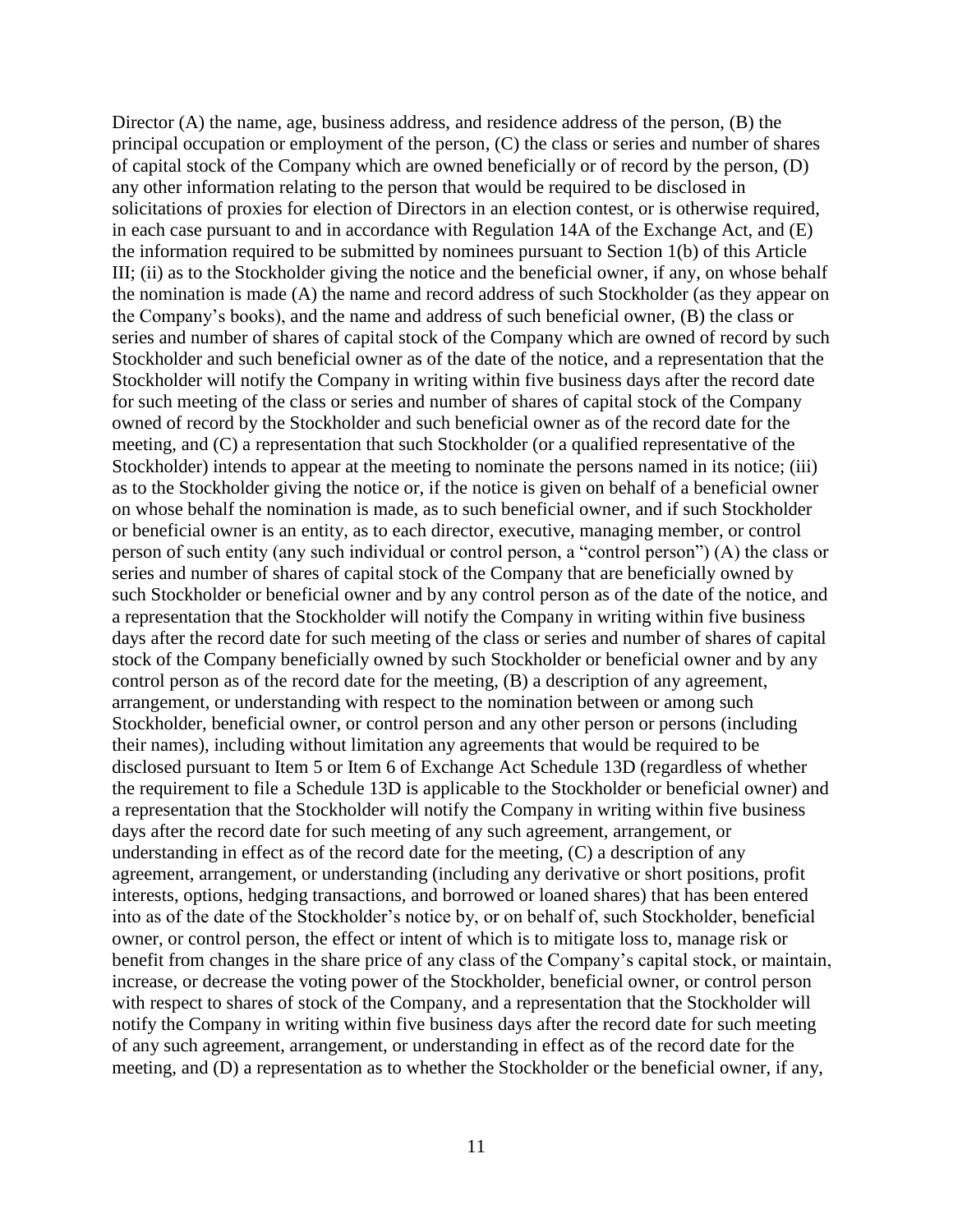Director (A) the name, age, business address, and residence address of the person, (B) the principal occupation or employment of the person, (C) the class or series and number of shares of capital stock of the Company which are owned beneficially or of record by the person, (D) any other information relating to the person that would be required to be disclosed in solicitations of proxies for election of Directors in an election contest, or is otherwise required, in each case pursuant to and in accordance with Regulation 14A of the Exchange Act, and (E) the information required to be submitted by nominees pursuant to Section 1(b) of this Article III; (ii) as to the Stockholder giving the notice and the beneficial owner, if any, on whose behalf the nomination is made (A) the name and record address of such Stockholder (as they appear on the Company's books), and the name and address of such beneficial owner, (B) the class or series and number of shares of capital stock of the Company which are owned of record by such Stockholder and such beneficial owner as of the date of the notice, and a representation that the Stockholder will notify the Company in writing within five business days after the record date for such meeting of the class or series and number of shares of capital stock of the Company owned of record by the Stockholder and such beneficial owner as of the record date for the meeting, and (C) a representation that such Stockholder (or a qualified representative of the Stockholder) intends to appear at the meeting to nominate the persons named in its notice; (iii) as to the Stockholder giving the notice or, if the notice is given on behalf of a beneficial owner on whose behalf the nomination is made, as to such beneficial owner, and if such Stockholder or beneficial owner is an entity, as to each director, executive, managing member, or control person of such entity (any such individual or control person, a "control person") (A) the class or series and number of shares of capital stock of the Company that are beneficially owned by such Stockholder or beneficial owner and by any control person as of the date of the notice, and a representation that the Stockholder will notify the Company in writing within five business days after the record date for such meeting of the class or series and number of shares of capital stock of the Company beneficially owned by such Stockholder or beneficial owner and by any control person as of the record date for the meeting, (B) a description of any agreement, arrangement, or understanding with respect to the nomination between or among such Stockholder, beneficial owner, or control person and any other person or persons (including their names), including without limitation any agreements that would be required to be disclosed pursuant to Item 5 or Item 6 of Exchange Act Schedule 13D (regardless of whether the requirement to file a Schedule 13D is applicable to the Stockholder or beneficial owner) and a representation that the Stockholder will notify the Company in writing within five business days after the record date for such meeting of any such agreement, arrangement, or understanding in effect as of the record date for the meeting, (C) a description of any agreement, arrangement, or understanding (including any derivative or short positions, profit interests, options, hedging transactions, and borrowed or loaned shares) that has been entered into as of the date of the Stockholder's notice by, or on behalf of, such Stockholder, beneficial owner, or control person, the effect or intent of which is to mitigate loss to, manage risk or benefit from changes in the share price of any class of the Company's capital stock, or maintain, increase, or decrease the voting power of the Stockholder, beneficial owner, or control person with respect to shares of stock of the Company, and a representation that the Stockholder will notify the Company in writing within five business days after the record date for such meeting of any such agreement, arrangement, or understanding in effect as of the record date for the meeting, and (D) a representation as to whether the Stockholder or the beneficial owner, if any,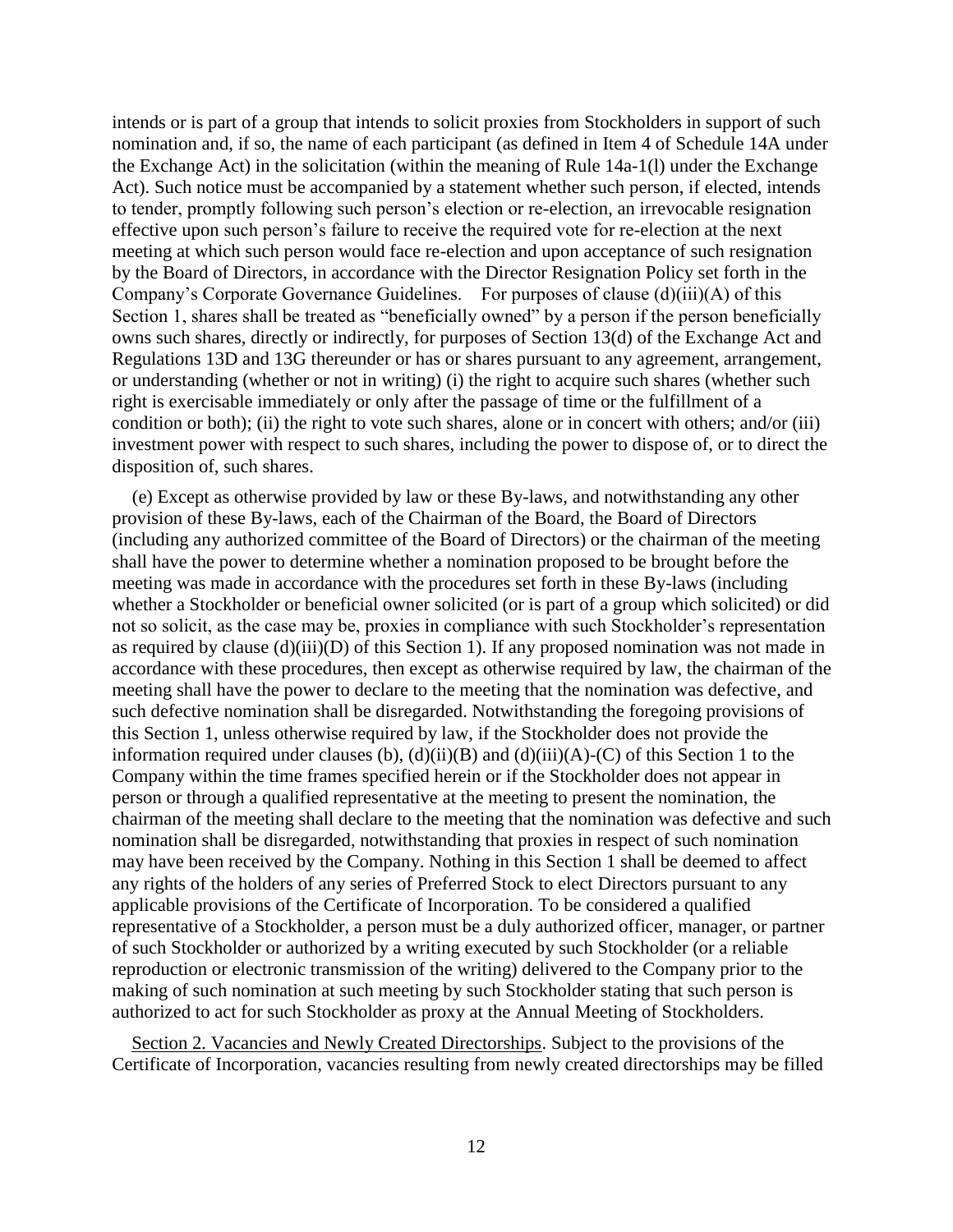intends or is part of a group that intends to solicit proxies from Stockholders in support of such nomination and, if so, the name of each participant (as defined in Item 4 of Schedule 14A under the Exchange Act) in the solicitation (within the meaning of Rule 14a-1(l) under the Exchange Act). Such notice must be accompanied by a statement whether such person, if elected, intends to tender, promptly following such person's election or re-election, an irrevocable resignation effective upon such person's failure to receive the required vote for re-election at the next meeting at which such person would face re-election and upon acceptance of such resignation by the Board of Directors, in accordance with the Director Resignation Policy set forth in the Company's Corporate Governance Guidelines. For purposes of clause (d)(iii)(A) of this Section 1, shares shall be treated as "beneficially owned" by a person if the person beneficially owns such shares, directly or indirectly, for purposes of Section 13(d) of the Exchange Act and Regulations 13D and 13G thereunder or has or shares pursuant to any agreement, arrangement, or understanding (whether or not in writing) (i) the right to acquire such shares (whether such right is exercisable immediately or only after the passage of time or the fulfillment of a condition or both); (ii) the right to vote such shares, alone or in concert with others; and/or (iii) investment power with respect to such shares, including the power to dispose of, or to direct the disposition of, such shares.

(e) Except as otherwise provided by law or these By-laws, and notwithstanding any other provision of these By-laws, each of the Chairman of the Board, the Board of Directors (including any authorized committee of the Board of Directors) or the chairman of the meeting shall have the power to determine whether a nomination proposed to be brought before the meeting was made in accordance with the procedures set forth in these By-laws (including whether a Stockholder or beneficial owner solicited (or is part of a group which solicited) or did not so solicit, as the case may be, proxies in compliance with such Stockholder's representation as required by clause (d)(iii)(D) of this Section 1). If any proposed nomination was not made in accordance with these procedures, then except as otherwise required by law, the chairman of the meeting shall have the power to declare to the meeting that the nomination was defective, and such defective nomination shall be disregarded. Notwithstanding the foregoing provisions of this Section 1, unless otherwise required by law, if the Stockholder does not provide the information required under clauses (b), (d)(ii)(B) and (d)(iii)(A)-(C) of this Section 1 to the Company within the time frames specified herein or if the Stockholder does not appear in person or through a qualified representative at the meeting to present the nomination, the chairman of the meeting shall declare to the meeting that the nomination was defective and such nomination shall be disregarded, notwithstanding that proxies in respect of such nomination may have been received by the Company. Nothing in this Section 1 shall be deemed to affect any rights of the holders of any series of Preferred Stock to elect Directors pursuant to any applicable provisions of the Certificate of Incorporation. To be considered a qualified representative of a Stockholder, a person must be a duly authorized officer, manager, or partner of such Stockholder or authorized by a writing executed by such Stockholder (or a reliable reproduction or electronic transmission of the writing) delivered to the Company prior to the making of such nomination at such meeting by such Stockholder stating that such person is authorized to act for such Stockholder as proxy at the Annual Meeting of Stockholders.

Section 2. Vacancies and Newly Created Directorships. Subject to the provisions of the Certificate of Incorporation, vacancies resulting from newly created directorships may be filled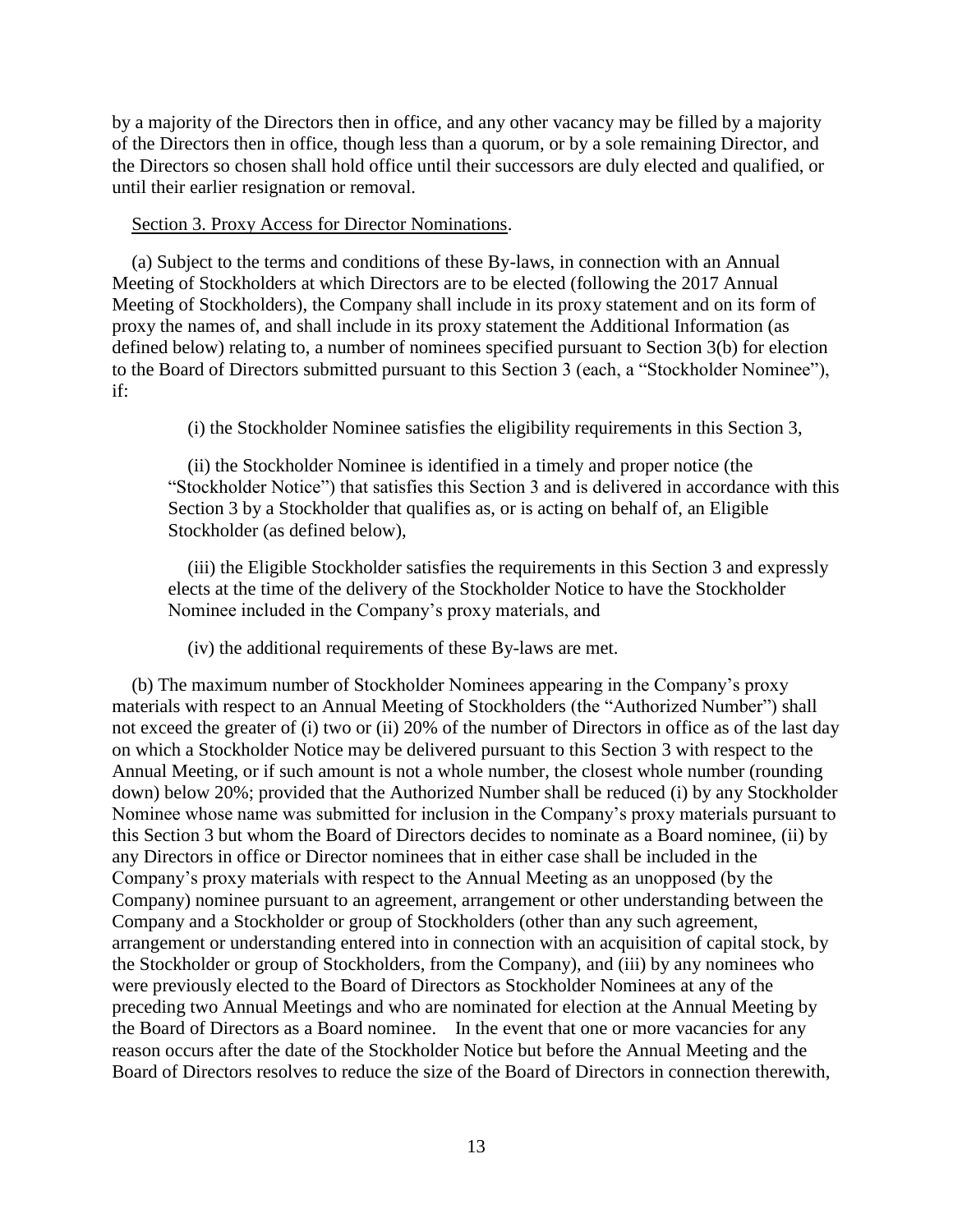by a majority of the Directors then in office, and any other vacancy may be filled by a majority of the Directors then in office, though less than a quorum, or by a sole remaining Director, and the Directors so chosen shall hold office until their successors are duly elected and qualified, or until their earlier resignation or removal.

Section 3. Proxy Access for Director Nominations.

(a) Subject to the terms and conditions of these By-laws, in connection with an Annual Meeting of Stockholders at which Directors are to be elected (following the 2017 Annual Meeting of Stockholders), the Company shall include in its proxy statement and on its form of proxy the names of, and shall include in its proxy statement the Additional Information (as defined below) relating to, a number of nominees specified pursuant to Section 3(b) for election to the Board of Directors submitted pursuant to this Section 3 (each, a "Stockholder Nominee"), if:

(i) the Stockholder Nominee satisfies the eligibility requirements in this Section 3,

(ii) the Stockholder Nominee is identified in a timely and proper notice (the "Stockholder Notice") that satisfies this Section 3 and is delivered in accordance with this Section 3 by a Stockholder that qualifies as, or is acting on behalf of, an Eligible Stockholder (as defined below),

(iii) the Eligible Stockholder satisfies the requirements in this Section 3 and expressly elects at the time of the delivery of the Stockholder Notice to have the Stockholder Nominee included in the Company's proxy materials, and

(iv) the additional requirements of these By-laws are met.

(b) The maximum number of Stockholder Nominees appearing in the Company's proxy materials with respect to an Annual Meeting of Stockholders (the "Authorized Number") shall not exceed the greater of (i) two or (ii) 20% of the number of Directors in office as of the last day on which a Stockholder Notice may be delivered pursuant to this Section 3 with respect to the Annual Meeting, or if such amount is not a whole number, the closest whole number (rounding down) below 20%; provided that the Authorized Number shall be reduced (i) by any Stockholder Nominee whose name was submitted for inclusion in the Company's proxy materials pursuant to this Section 3 but whom the Board of Directors decides to nominate as a Board nominee, (ii) by any Directors in office or Director nominees that in either case shall be included in the Company's proxy materials with respect to the Annual Meeting as an unopposed (by the Company) nominee pursuant to an agreement, arrangement or other understanding between the Company and a Stockholder or group of Stockholders (other than any such agreement, arrangement or understanding entered into in connection with an acquisition of capital stock, by the Stockholder or group of Stockholders, from the Company), and (iii) by any nominees who were previously elected to the Board of Directors as Stockholder Nominees at any of the preceding two Annual Meetings and who are nominated for election at the Annual Meeting by the Board of Directors as a Board nominee. In the event that one or more vacancies for any reason occurs after the date of the Stockholder Notice but before the Annual Meeting and the Board of Directors resolves to reduce the size of the Board of Directors in connection therewith,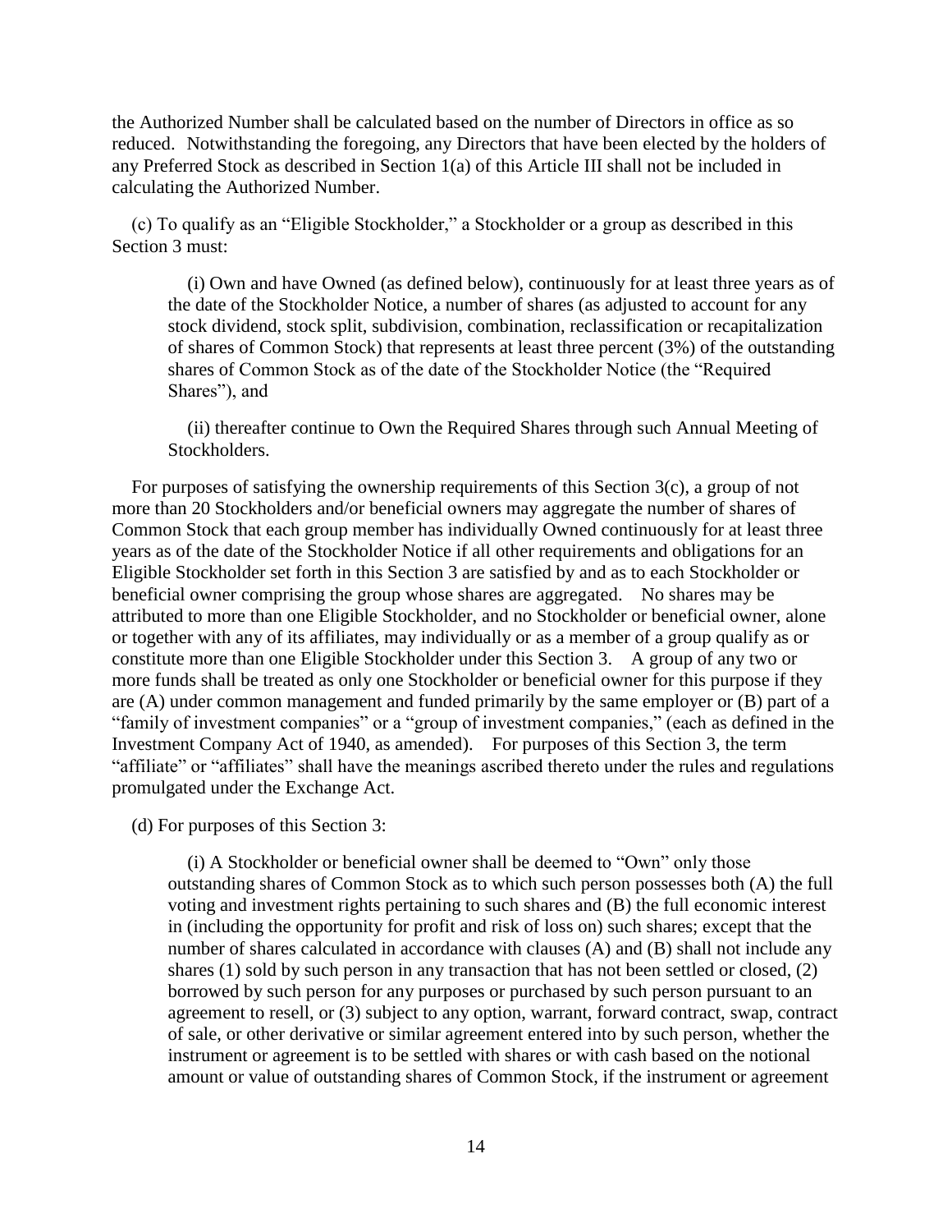the Authorized Number shall be calculated based on the number of Directors in office as so reduced. Notwithstanding the foregoing, any Directors that have been elected by the holders of any Preferred Stock as described in Section 1(a) of this Article III shall not be included in calculating the Authorized Number.

(c) To qualify as an "Eligible Stockholder," a Stockholder or a group as described in this Section 3 must:

(i) Own and have Owned (as defined below), continuously for at least three years as of the date of the Stockholder Notice, a number of shares (as adjusted to account for any stock dividend, stock split, subdivision, combination, reclassification or recapitalization of shares of Common Stock) that represents at least three percent (3%) of the outstanding shares of Common Stock as of the date of the Stockholder Notice (the "Required Shares"), and

(ii) thereafter continue to Own the Required Shares through such Annual Meeting of Stockholders.

For purposes of satisfying the ownership requirements of this Section 3(c), a group of not more than 20 Stockholders and/or beneficial owners may aggregate the number of shares of Common Stock that each group member has individually Owned continuously for at least three years as of the date of the Stockholder Notice if all other requirements and obligations for an Eligible Stockholder set forth in this Section 3 are satisfied by and as to each Stockholder or beneficial owner comprising the group whose shares are aggregated. No shares may be attributed to more than one Eligible Stockholder, and no Stockholder or beneficial owner, alone or together with any of its affiliates, may individually or as a member of a group qualify as or constitute more than one Eligible Stockholder under this Section 3. A group of any two or more funds shall be treated as only one Stockholder or beneficial owner for this purpose if they are (A) under common management and funded primarily by the same employer or (B) part of a "family of investment companies" or a "group of investment companies," (each as defined in the Investment Company Act of 1940, as amended). For purposes of this Section 3, the term "affiliate" or "affiliates" shall have the meanings ascribed thereto under the rules and regulations promulgated under the Exchange Act.

(d) For purposes of this Section 3:

(i) A Stockholder or beneficial owner shall be deemed to "Own" only those outstanding shares of Common Stock as to which such person possesses both (A) the full voting and investment rights pertaining to such shares and (B) the full economic interest in (including the opportunity for profit and risk of loss on) such shares; except that the number of shares calculated in accordance with clauses (A) and (B) shall not include any shares (1) sold by such person in any transaction that has not been settled or closed, (2) borrowed by such person for any purposes or purchased by such person pursuant to an agreement to resell, or (3) subject to any option, warrant, forward contract, swap, contract of sale, or other derivative or similar agreement entered into by such person, whether the instrument or agreement is to be settled with shares or with cash based on the notional amount or value of outstanding shares of Common Stock, if the instrument or agreement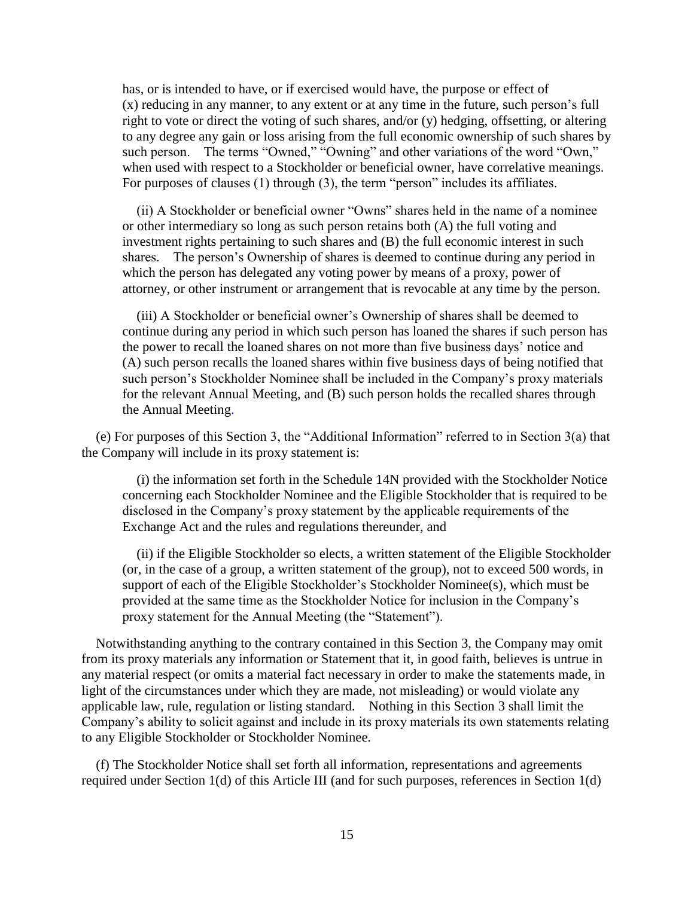has, or is intended to have, or if exercised would have, the purpose or effect of (x) reducing in any manner, to any extent or at any time in the future, such person's full right to vote or direct the voting of such shares, and/or (y) hedging, offsetting, or altering to any degree any gain or loss arising from the full economic ownership of such shares by such person. The terms "Owned," "Owning" and other variations of the word "Own," when used with respect to a Stockholder or beneficial owner, have correlative meanings. For purposes of clauses (1) through (3), the term "person" includes its affiliates.

(ii) A Stockholder or beneficial owner "Owns" shares held in the name of a nominee or other intermediary so long as such person retains both (A) the full voting and investment rights pertaining to such shares and (B) the full economic interest in such shares. The person's Ownership of shares is deemed to continue during any period in which the person has delegated any voting power by means of a proxy, power of attorney, or other instrument or arrangement that is revocable at any time by the person.

(iii) A Stockholder or beneficial owner's Ownership of shares shall be deemed to continue during any period in which such person has loaned the shares if such person has the power to recall the loaned shares on not more than five business days' notice and (A) such person recalls the loaned shares within five business days of being notified that such person's Stockholder Nominee shall be included in the Company's proxy materials for the relevant Annual Meeting, and (B) such person holds the recalled shares through the Annual Meeting.

(e) For purposes of this Section 3, the "Additional Information" referred to in Section 3(a) that the Company will include in its proxy statement is:

(i) the information set forth in the Schedule 14N provided with the Stockholder Notice concerning each Stockholder Nominee and the Eligible Stockholder that is required to be disclosed in the Company's proxy statement by the applicable requirements of the Exchange Act and the rules and regulations thereunder, and

(ii) if the Eligible Stockholder so elects, a written statement of the Eligible Stockholder (or, in the case of a group, a written statement of the group), not to exceed 500 words, in support of each of the Eligible Stockholder's Stockholder Nominee(s), which must be provided at the same time as the Stockholder Notice for inclusion in the Company's proxy statement for the Annual Meeting (the "Statement").

Notwithstanding anything to the contrary contained in this Section 3, the Company may omit from its proxy materials any information or Statement that it, in good faith, believes is untrue in any material respect (or omits a material fact necessary in order to make the statements made, in light of the circumstances under which they are made, not misleading) or would violate any applicable law, rule, regulation or listing standard. Nothing in this Section 3 shall limit the Company's ability to solicit against and include in its proxy materials its own statements relating to any Eligible Stockholder or Stockholder Nominee.

(f) The Stockholder Notice shall set forth all information, representations and agreements required under Section 1(d) of this Article III (and for such purposes, references in Section 1(d)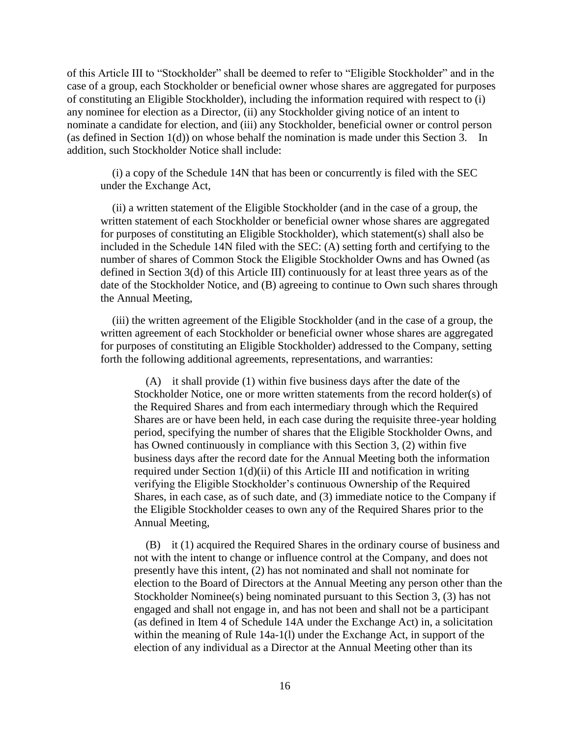of this Article III to "Stockholder" shall be deemed to refer to "Eligible Stockholder" and in the case of a group, each Stockholder or beneficial owner whose shares are aggregated for purposes of constituting an Eligible Stockholder), including the information required with respect to (i) any nominee for election as a Director, (ii) any Stockholder giving notice of an intent to nominate a candidate for election, and (iii) any Stockholder, beneficial owner or control person (as defined in Section 1(d)) on whose behalf the nomination is made under this Section 3. In addition, such Stockholder Notice shall include:

(i) a copy of the Schedule 14N that has been or concurrently is filed with the SEC under the Exchange Act,

(ii) a written statement of the Eligible Stockholder (and in the case of a group, the written statement of each Stockholder or beneficial owner whose shares are aggregated for purposes of constituting an Eligible Stockholder), which statement(s) shall also be included in the Schedule 14N filed with the SEC: (A) setting forth and certifying to the number of shares of Common Stock the Eligible Stockholder Owns and has Owned (as defined in Section 3(d) of this Article III) continuously for at least three years as of the date of the Stockholder Notice, and (B) agreeing to continue to Own such shares through the Annual Meeting,

(iii) the written agreement of the Eligible Stockholder (and in the case of a group, the written agreement of each Stockholder or beneficial owner whose shares are aggregated for purposes of constituting an Eligible Stockholder) addressed to the Company, setting forth the following additional agreements, representations, and warranties:

(A) it shall provide (1) within five business days after the date of the Stockholder Notice, one or more written statements from the record holder(s) of the Required Shares and from each intermediary through which the Required Shares are or have been held, in each case during the requisite three-year holding period, specifying the number of shares that the Eligible Stockholder Owns, and has Owned continuously in compliance with this Section 3, (2) within five business days after the record date for the Annual Meeting both the information required under Section 1(d)(ii) of this Article III and notification in writing verifying the Eligible Stockholder's continuous Ownership of the Required Shares, in each case, as of such date, and (3) immediate notice to the Company if the Eligible Stockholder ceases to own any of the Required Shares prior to the Annual Meeting,

(B) it (1) acquired the Required Shares in the ordinary course of business and not with the intent to change or influence control at the Company, and does not presently have this intent, (2) has not nominated and shall not nominate for election to the Board of Directors at the Annual Meeting any person other than the Stockholder Nominee(s) being nominated pursuant to this Section 3, (3) has not engaged and shall not engage in, and has not been and shall not be a participant (as defined in Item 4 of Schedule 14A under the Exchange Act) in, a solicitation within the meaning of Rule 14a-1(l) under the Exchange Act, in support of the election of any individual as a Director at the Annual Meeting other than its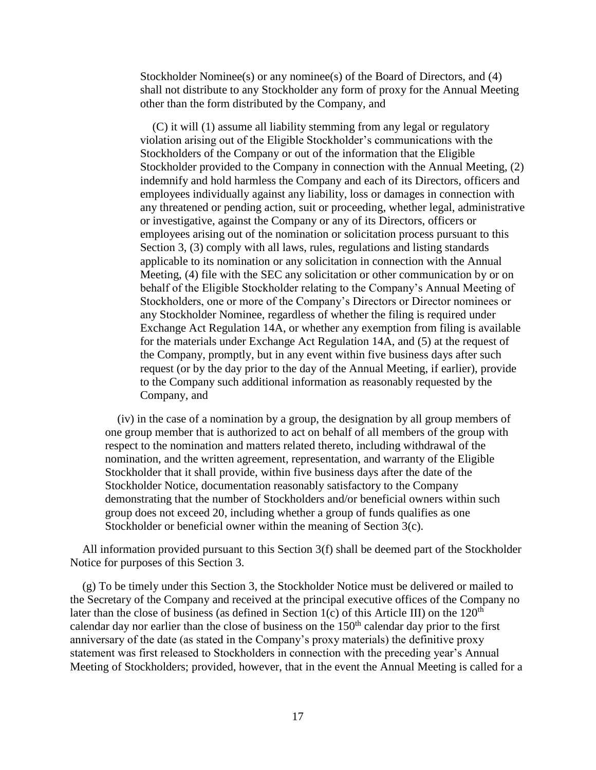Stockholder Nominee(s) or any nominee(s) of the Board of Directors, and (4) shall not distribute to any Stockholder any form of proxy for the Annual Meeting other than the form distributed by the Company, and

(C) it will (1) assume all liability stemming from any legal or regulatory violation arising out of the Eligible Stockholder's communications with the Stockholders of the Company or out of the information that the Eligible Stockholder provided to the Company in connection with the Annual Meeting, (2) indemnify and hold harmless the Company and each of its Directors, officers and employees individually against any liability, loss or damages in connection with any threatened or pending action, suit or proceeding, whether legal, administrative or investigative, against the Company or any of its Directors, officers or employees arising out of the nomination or solicitation process pursuant to this Section 3, (3) comply with all laws, rules, regulations and listing standards applicable to its nomination or any solicitation in connection with the Annual Meeting, (4) file with the SEC any solicitation or other communication by or on behalf of the Eligible Stockholder relating to the Company's Annual Meeting of Stockholders, one or more of the Company's Directors or Director nominees or any Stockholder Nominee, regardless of whether the filing is required under Exchange Act Regulation 14A, or whether any exemption from filing is available for the materials under Exchange Act Regulation 14A, and (5) at the request of the Company, promptly, but in any event within five business days after such request (or by the day prior to the day of the Annual Meeting, if earlier), provide to the Company such additional information as reasonably requested by the Company, and

(iv) in the case of a nomination by a group, the designation by all group members of one group member that is authorized to act on behalf of all members of the group with respect to the nomination and matters related thereto, including withdrawal of the nomination, and the written agreement, representation, and warranty of the Eligible Stockholder that it shall provide, within five business days after the date of the Stockholder Notice, documentation reasonably satisfactory to the Company demonstrating that the number of Stockholders and/or beneficial owners within such group does not exceed 20, including whether a group of funds qualifies as one Stockholder or beneficial owner within the meaning of Section 3(c).

All information provided pursuant to this Section 3(f) shall be deemed part of the Stockholder Notice for purposes of this Section 3.

(g) To be timely under this Section 3, the Stockholder Notice must be delivered or mailed to the Secretary of the Company and received at the principal executive offices of the Company no later than the close of business (as defined in Section 1(c) of this Article III) on the 120th calendar day nor earlier than the close of business on the 150th calendar day prior to the first anniversary of the date (as stated in the Company's proxy materials) the definitive proxy statement was first released to Stockholders in connection with the preceding year's Annual Meeting of Stockholders; provided, however, that in the event the Annual Meeting is called for a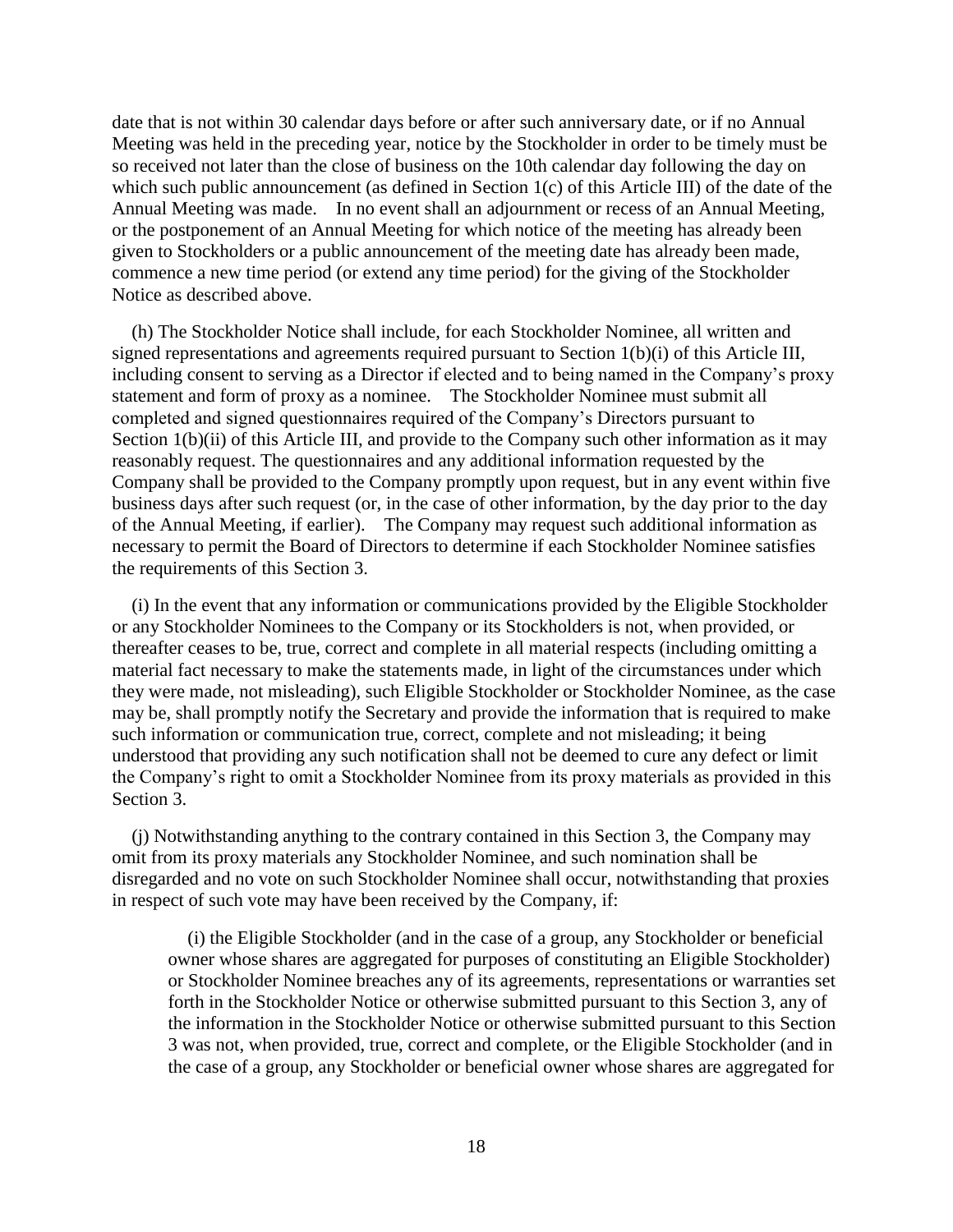date that is not within 30 calendar days before or after such anniversary date, or if no Annual Meeting was held in the preceding year, notice by the Stockholder in order to be timely must be so received not later than the close of business on the 10th calendar day following the day on which such public announcement (as defined in Section 1(c) of this Article III) of the date of the Annual Meeting was made. In no event shall an adjournment or recess of an Annual Meeting, or the postponement of an Annual Meeting for which notice of the meeting has already been given to Stockholders or a public announcement of the meeting date has already been made, commence a new time period (or extend any time period) for the giving of the Stockholder Notice as described above.

(h) The Stockholder Notice shall include, for each Stockholder Nominee, all written and signed representations and agreements required pursuant to Section 1(b)(i) of this Article III, including consent to serving as a Director if elected and to being named in the Company's proxy statement and form of proxy as a nominee. The Stockholder Nominee must submit all completed and signed questionnaires required of the Company's Directors pursuant to Section 1(b)(ii) of this Article III, and provide to the Company such other information as it may reasonably request. The questionnaires and any additional information requested by the Company shall be provided to the Company promptly upon request, but in any event within five business days after such request (or, in the case of other information, by the day prior to the day of the Annual Meeting, if earlier). The Company may request such additional information as necessary to permit the Board of Directors to determine if each Stockholder Nominee satisfies the requirements of this Section 3.

(i) In the event that any information or communications provided by the Eligible Stockholder or any Stockholder Nominees to the Company or its Stockholders is not, when provided, or thereafter ceases to be, true, correct and complete in all material respects (including omitting a material fact necessary to make the statements made, in light of the circumstances under which they were made, not misleading), such Eligible Stockholder or Stockholder Nominee, as the case may be, shall promptly notify the Secretary and provide the information that is required to make such information or communication true, correct, complete and not misleading; it being understood that providing any such notification shall not be deemed to cure any defect or limit the Company's right to omit a Stockholder Nominee from its proxy materials as provided in this Section 3.

(j) Notwithstanding anything to the contrary contained in this Section 3, the Company may omit from its proxy materials any Stockholder Nominee, and such nomination shall be disregarded and no vote on such Stockholder Nominee shall occur, notwithstanding that proxies in respect of such vote may have been received by the Company, if:

(i) the Eligible Stockholder (and in the case of a group, any Stockholder or beneficial owner whose shares are aggregated for purposes of constituting an Eligible Stockholder) or Stockholder Nominee breaches any of its agreements, representations or warranties set forth in the Stockholder Notice or otherwise submitted pursuant to this Section 3, any of the information in the Stockholder Notice or otherwise submitted pursuant to this Section 3 was not, when provided, true, correct and complete, or the Eligible Stockholder (and in the case of a group, any Stockholder or beneficial owner whose shares are aggregated for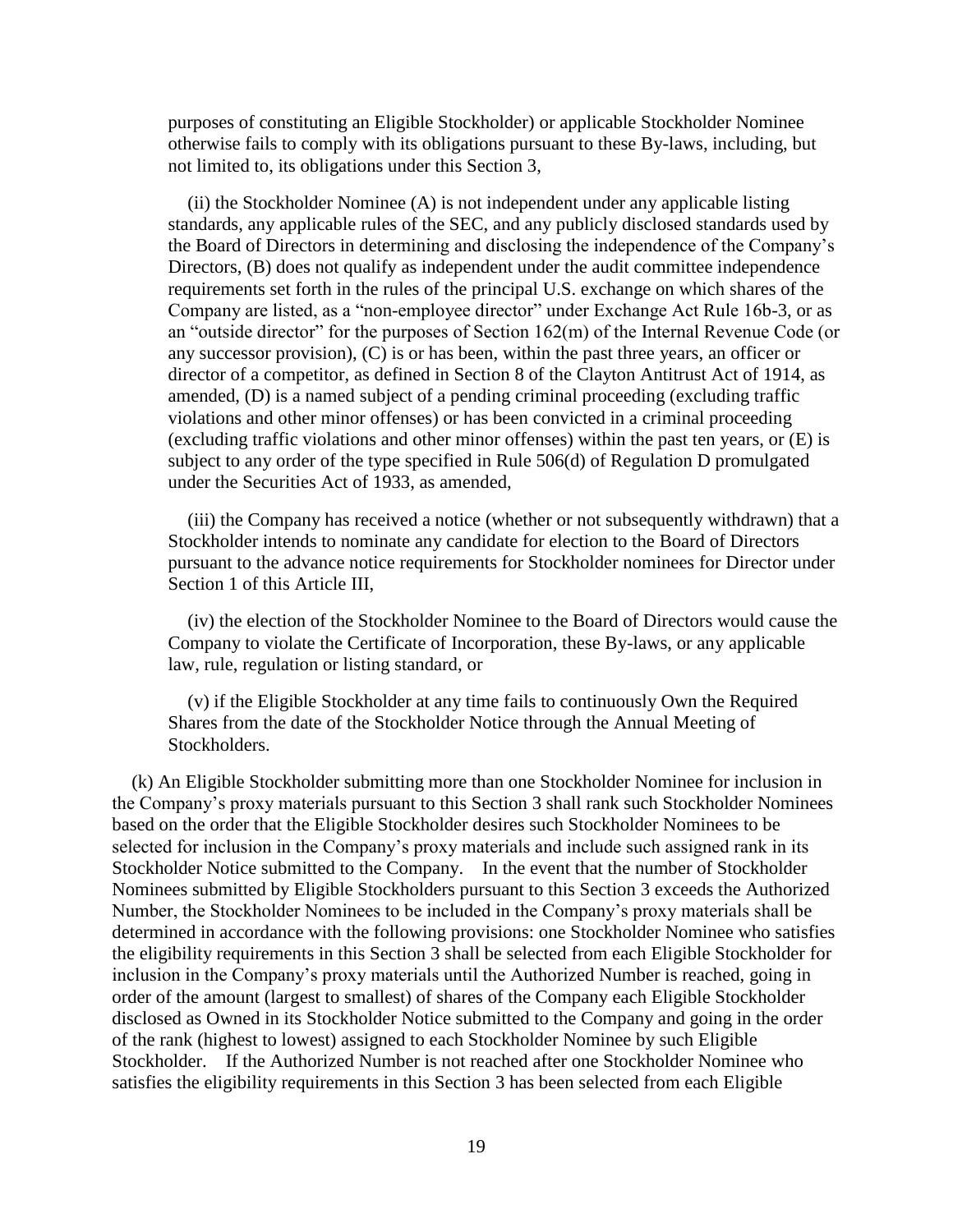purposes of constituting an Eligible Stockholder) or applicable Stockholder Nominee otherwise fails to comply with its obligations pursuant to these By-laws, including, but not limited to, its obligations under this Section 3,

(ii) the Stockholder Nominee (A) is not independent under any applicable listing standards, any applicable rules of the SEC, and any publicly disclosed standards used by the Board of Directors in determining and disclosing the independence of the Company's Directors, (B) does not qualify as independent under the audit committee independence requirements set forth in the rules of the principal U.S. exchange on which shares of the Company are listed, as a "non-employee director" under Exchange Act Rule 16b-3, or as an "outside director" for the purposes of Section 162(m) of the Internal Revenue Code (or any successor provision), (C) is or has been, within the past three years, an officer or director of a competitor, as defined in Section 8 of the Clayton Antitrust Act of 1914, as amended, (D) is a named subject of a pending criminal proceeding (excluding traffic violations and other minor offenses) or has been convicted in a criminal proceeding (excluding traffic violations and other minor offenses) within the past ten years, or (E) is subject to any order of the type specified in Rule 506(d) of Regulation D promulgated under the Securities Act of 1933, as amended,

(iii) the Company has received a notice (whether or not subsequently withdrawn) that a Stockholder intends to nominate any candidate for election to the Board of Directors pursuant to the advance notice requirements for Stockholder nominees for Director under Section 1 of this Article III,

(iv) the election of the Stockholder Nominee to the Board of Directors would cause the Company to violate the Certificate of Incorporation, these By-laws, or any applicable law, rule, regulation or listing standard, or

(v) if the Eligible Stockholder at any time fails to continuously Own the Required Shares from the date of the Stockholder Notice through the Annual Meeting of Stockholders.

(k) An Eligible Stockholder submitting more than one Stockholder Nominee for inclusion in the Company's proxy materials pursuant to this Section 3 shall rank such Stockholder Nominees based on the order that the Eligible Stockholder desires such Stockholder Nominees to be selected for inclusion in the Company's proxy materials and include such assigned rank in its Stockholder Notice submitted to the Company. In the event that the number of Stockholder Nominees submitted by Eligible Stockholders pursuant to this Section 3 exceeds the Authorized Number, the Stockholder Nominees to be included in the Company's proxy materials shall be determined in accordance with the following provisions: one Stockholder Nominee who satisfies the eligibility requirements in this Section 3 shall be selected from each Eligible Stockholder for inclusion in the Company's proxy materials until the Authorized Number is reached, going in order of the amount (largest to smallest) of shares of the Company each Eligible Stockholder disclosed as Owned in its Stockholder Notice submitted to the Company and going in the order of the rank (highest to lowest) assigned to each Stockholder Nominee by such Eligible Stockholder. If the Authorized Number is not reached after one Stockholder Nominee who satisfies the eligibility requirements in this Section 3 has been selected from each Eligible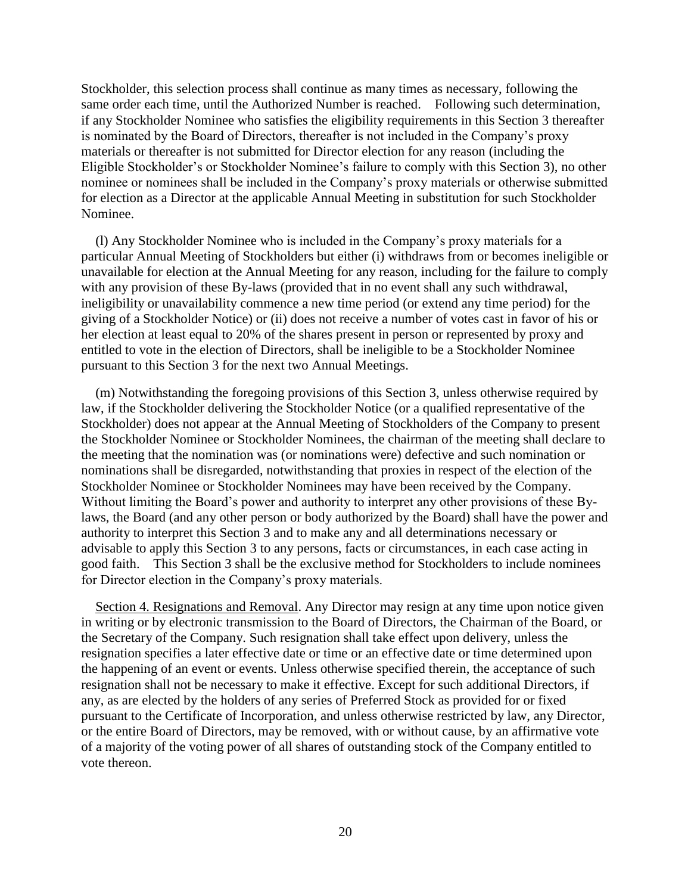Stockholder, this selection process shall continue as many times as necessary, following the same order each time, until the Authorized Number is reached. Following such determination, if any Stockholder Nominee who satisfies the eligibility requirements in this Section 3 thereafter is nominated by the Board of Directors, thereafter is not included in the Company's proxy materials or thereafter is not submitted for Director election for any reason (including the Eligible Stockholder's or Stockholder Nominee's failure to comply with this Section 3), no other nominee or nominees shall be included in the Company's proxy materials or otherwise submitted for election as a Director at the applicable Annual Meeting in substitution for such Stockholder Nominee.

(l) Any Stockholder Nominee who is included in the Company's proxy materials for a particular Annual Meeting of Stockholders but either (i) withdraws from or becomes ineligible or unavailable for election at the Annual Meeting for any reason, including for the failure to comply with any provision of these By-laws (provided that in no event shall any such withdrawal, ineligibility or unavailability commence a new time period (or extend any time period) for the giving of a Stockholder Notice) or (ii) does not receive a number of votes cast in favor of his or her election at least equal to 20% of the shares present in person or represented by proxy and entitled to vote in the election of Directors, shall be ineligible to be a Stockholder Nominee pursuant to this Section 3 for the next two Annual Meetings.

(m) Notwithstanding the foregoing provisions of this Section 3, unless otherwise required by law, if the Stockholder delivering the Stockholder Notice (or a qualified representative of the Stockholder) does not appear at the Annual Meeting of Stockholders of the Company to present the Stockholder Nominee or Stockholder Nominees, the chairman of the meeting shall declare to the meeting that the nomination was (or nominations were) defective and such nomination or nominations shall be disregarded, notwithstanding that proxies in respect of the election of the Stockholder Nominee or Stockholder Nominees may have been received by the Company. Without limiting the Board's power and authority to interpret any other provisions of these By-laws, the Board (and any other person or body authorized by the Board) shall have the power and authority to interpret this Section 3 and to make any and all determinations necessary or advisable to apply this Section 3 to any persons, facts or circumstances, in each case acting in good faith. This Section 3 shall be the exclusive method for Stockholders to include nominees for Director election in the Company's proxy materials.

Section 4. Resignations and Removal. Any Director may resign at any time upon notice given in writing or by electronic transmission to the Board of Directors, the Chairman of the Board, or the Secretary of the Company. Such resignation shall take effect upon delivery, unless the resignation specifies a later effective date or time or an effective date or time determined upon the happening of an event or events. Unless otherwise specified therein, the acceptance of such resignation shall not be necessary to make it effective. Except for such additional Directors, if any, as are elected by the holders of any series of Preferred Stock as provided for or fixed pursuant to the Certificate of Incorporation, and unless otherwise restricted by law, any Director, or the entire Board of Directors, may be removed, with or without cause, by an affirmative vote of a majority of the voting power of all shares of outstanding stock of the Company entitled to vote thereon.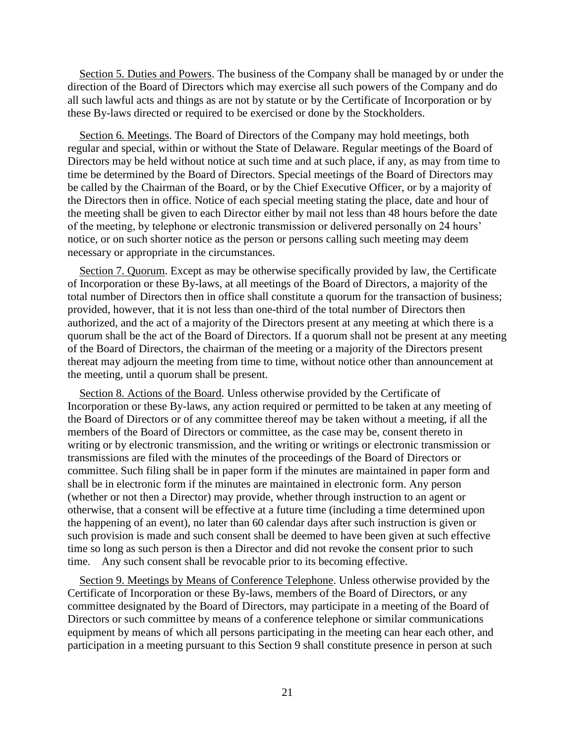Section 5. Duties and Powers. The business of the Company shall be managed by or under the direction of the Board of Directors which may exercise all such powers of the Company and do all such lawful acts and things as are not by statute or by the Certificate of Incorporation or by these By-laws directed or required to be exercised or done by the Stockholders.

Section 6. Meetings. The Board of Directors of the Company may hold meetings, both regular and special, within or without the State of Delaware. Regular meetings of the Board of Directors may be held without notice at such time and at such place, if any, as may from time to time be determined by the Board of Directors. Special meetings of the Board of Directors may be called by the Chairman of the Board, or by the Chief Executive Officer, or by a majority of the Directors then in office. Notice of each special meeting stating the place, date and hour of the meeting shall be given to each Director either by mail not less than 48 hours before the date of the meeting, by telephone or electronic transmission or delivered personally on 24 hours' notice, or on such shorter notice as the person or persons calling such meeting may deem necessary or appropriate in the circumstances.

Section 7. Quorum. Except as may be otherwise specifically provided by law, the Certificate of Incorporation or these By-laws, at all meetings of the Board of Directors, a majority of the total number of Directors then in office shall constitute a quorum for the transaction of business; provided, however, that it is not less than one-third of the total number of Directors then authorized, and the act of a majority of the Directors present at any meeting at which there is a quorum shall be the act of the Board of Directors. If a quorum shall not be present at any meeting of the Board of Directors, the chairman of the meeting or a majority of the Directors present thereat may adjourn the meeting from time to time, without notice other than announcement at the meeting, until a quorum shall be present.

Section 8. Actions of the Board. Unless otherwise provided by the Certificate of Incorporation or these By-laws, any action required or permitted to be taken at any meeting of the Board of Directors or of any committee thereof may be taken without a meeting, if all the members of the Board of Directors or committee, as the case may be, consent thereto in writing or by electronic transmission, and the writing or writings or electronic transmission or transmissions are filed with the minutes of the proceedings of the Board of Directors or committee. Such filing shall be in paper form if the minutes are maintained in paper form and shall be in electronic form if the minutes are maintained in electronic form. Any person (whether or not then a Director) may provide, whether through instruction to an agent or otherwise, that a consent will be effective at a future time (including a time determined upon the happening of an event), no later than 60 calendar days after such instruction is given or such provision is made and such consent shall be deemed to have been given at such effective time so long as such person is then a Director and did not revoke the consent prior to such time. Any such consent shall be revocable prior to its becoming effective.

Section 9. Meetings by Means of Conference Telephone. Unless otherwise provided by the Certificate of Incorporation or these By-laws, members of the Board of Directors, or any committee designated by the Board of Directors, may participate in a meeting of the Board of Directors or such committee by means of a conference telephone or similar communications equipment by means of which all persons participating in the meeting can hear each other, and participation in a meeting pursuant to this Section 9 shall constitute presence in person at such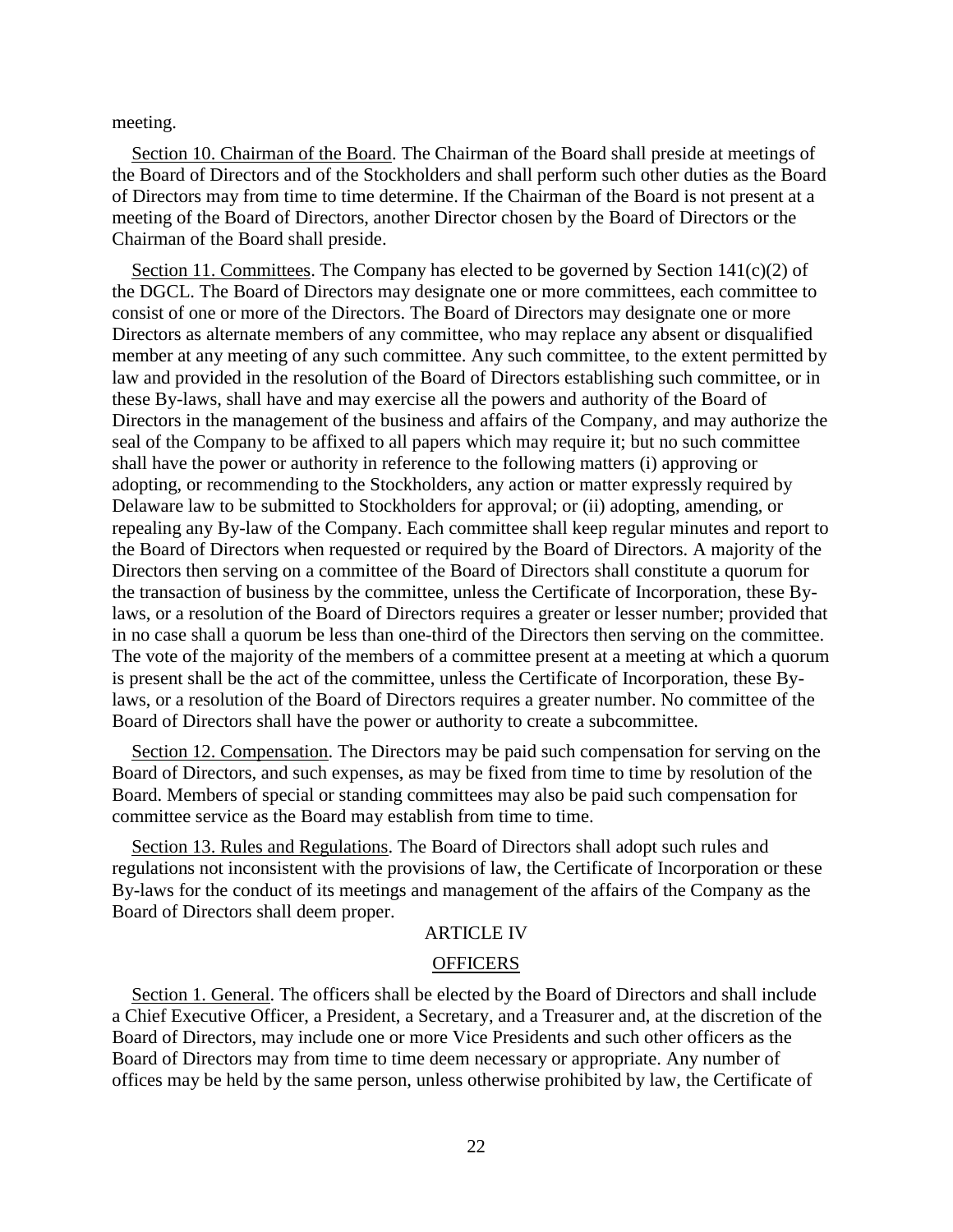meeting.

Section 10. Chairman of the Board. The Chairman of the Board shall preside at meetings of the Board of Directors and of the Stockholders and shall perform such other duties as the Board of Directors may from time to time determine. If the Chairman of the Board is not present at a meeting of the Board of Directors, another Director chosen by the Board of Directors or the Chairman of the Board shall preside.

Section 11. Committees. The Company has elected to be governed by Section 141(c)(2) of the DGCL. The Board of Directors may designate one or more committees, each committee to consist of one or more of the Directors. The Board of Directors may designate one or more Directors as alternate members of any committee, who may replace any absent or disqualified member at any meeting of any such committee. Any such committee, to the extent permitted by law and provided in the resolution of the Board of Directors establishing such committee, or in these By-laws, shall have and may exercise all the powers and authority of the Board of Directors in the management of the business and affairs of the Company, and may authorize the seal of the Company to be affixed to all papers which may require it; but no such committee shall have the power or authority in reference to the following matters (i) approving or adopting, or recommending to the Stockholders, any action or matter expressly required by Delaware law to be submitted to Stockholders for approval; or (ii) adopting, amending, or repealing any By-law of the Company. Each committee shall keep regular minutes and report to the Board of Directors when requested or required by the Board of Directors. A majority of the Directors then serving on a committee of the Board of Directors shall constitute a quorum for the transaction of business by the committee, unless the Certificate of Incorporation, these By-laws, or a resolution of the Board of Directors requires a greater or lesser number; provided that in no case shall a quorum be less than one-third of the Directors then serving on the committee. The vote of the majority of the members of a committee present at a meeting at which a quorum is present shall be the act of the committee, unless the Certificate of Incorporation, these By-laws, or a resolution of the Board of Directors requires a greater number. No committee of the Board of Directors shall have the power or authority to create a subcommittee.

Section 12. Compensation. The Directors may be paid such compensation for serving on the Board of Directors, and such expenses, as may be fixed from time to time by resolution of the Board. Members of special or standing committees may also be paid such compensation for committee service as the Board may establish from time to time.

Section 13. Rules and Regulations. The Board of Directors shall adopt such rules and regulations not inconsistent with the provisions of law, the Certificate of Incorporation or these By-laws for the conduct of its meetings and management of the affairs of the Company as the Board of Directors shall deem proper.

## ARTICLE IV

## OFFICERS

Section 1. General. The officers shall be elected by the Board of Directors and shall include a Chief Executive Officer, a President, a Secretary, and a Treasurer and, at the discretion of the Board of Directors, may include one or more Vice Presidents and such other officers as the Board of Directors may from time to time deem necessary or appropriate. Any number of offices may be held by the same person, unless otherwise prohibited by law, the Certificate of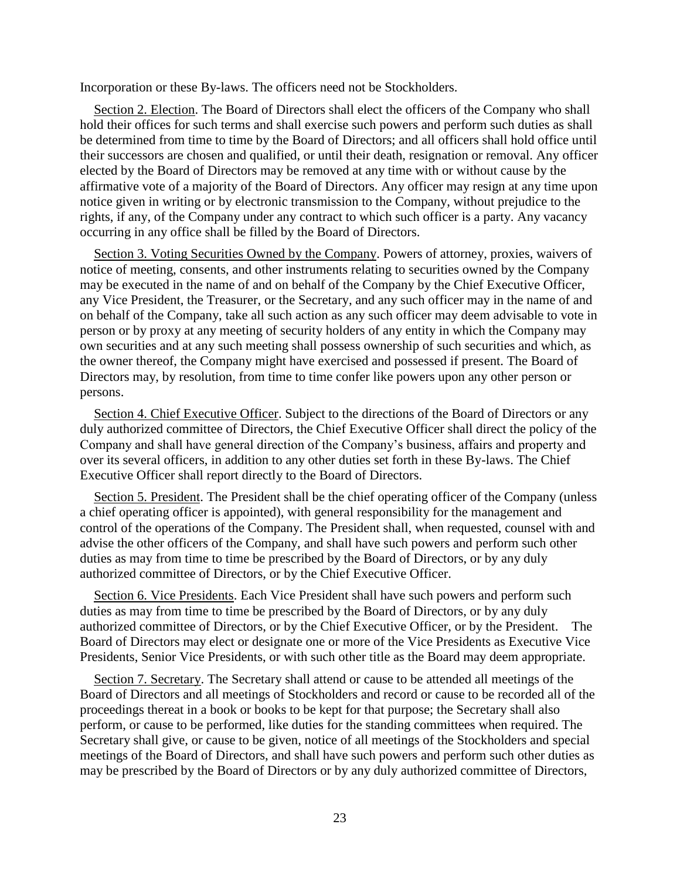Incorporation or these By-laws. The officers need not be Stockholders.

Section 2. Election. The Board of Directors shall elect the officers of the Company who shall hold their offices for such terms and shall exercise such powers and perform such duties as shall be determined from time to time by the Board of Directors; and all officers shall hold office until their successors are chosen and qualified, or until their death, resignation or removal. Any officer elected by the Board of Directors may be removed at any time with or without cause by the affirmative vote of a majority of the Board of Directors. Any officer may resign at any time upon notice given in writing or by electronic transmission to the Company, without prejudice to the rights, if any, of the Company under any contract to which such officer is a party. Any vacancy occurring in any office shall be filled by the Board of Directors.

Section 3. Voting Securities Owned by the Company. Powers of attorney, proxies, waivers of notice of meeting, consents, and other instruments relating to securities owned by the Company may be executed in the name of and on behalf of the Company by the Chief Executive Officer, any Vice President, the Treasurer, or the Secretary, and any such officer may in the name of and on behalf of the Company, take all such action as any such officer may deem advisable to vote in person or by proxy at any meeting of security holders of any entity in which the Company may own securities and at any such meeting shall possess ownership of such securities and which, as the owner thereof, the Company might have exercised and possessed if present. The Board of Directors may, by resolution, from time to time confer like powers upon any other person or persons.

Section 4. Chief Executive Officer. Subject to the directions of the Board of Directors or any duly authorized committee of Directors, the Chief Executive Officer shall direct the policy of the Company and shall have general direction of the Company's business, affairs and property and over its several officers, in addition to any other duties set forth in these By-laws. The Chief Executive Officer shall report directly to the Board of Directors.

Section 5. President. The President shall be the chief operating officer of the Company (unless a chief operating officer is appointed), with general responsibility for the management and control of the operations of the Company. The President shall, when requested, counsel with and advise the other officers of the Company, and shall have such powers and perform such other duties as may from time to time be prescribed by the Board of Directors, or by any duly authorized committee of Directors, or by the Chief Executive Officer.

Section 6. Vice Presidents. Each Vice President shall have such powers and perform such duties as may from time to time be prescribed by the Board of Directors, or by any duly authorized committee of Directors, or by the Chief Executive Officer, or by the President. The Board of Directors may elect or designate one or more of the Vice Presidents as Executive Vice Presidents, Senior Vice Presidents, or with such other title as the Board may deem appropriate.

Section 7. Secretary. The Secretary shall attend or cause to be attended all meetings of the Board of Directors and all meetings of Stockholders and record or cause to be recorded all of the proceedings thereat in a book or books to be kept for that purpose; the Secretary shall also perform, or cause to be performed, like duties for the standing committees when required. The Secretary shall give, or cause to be given, notice of all meetings of the Stockholders and special meetings of the Board of Directors, and shall have such powers and perform such other duties as may be prescribed by the Board of Directors or by any duly authorized committee of Directors,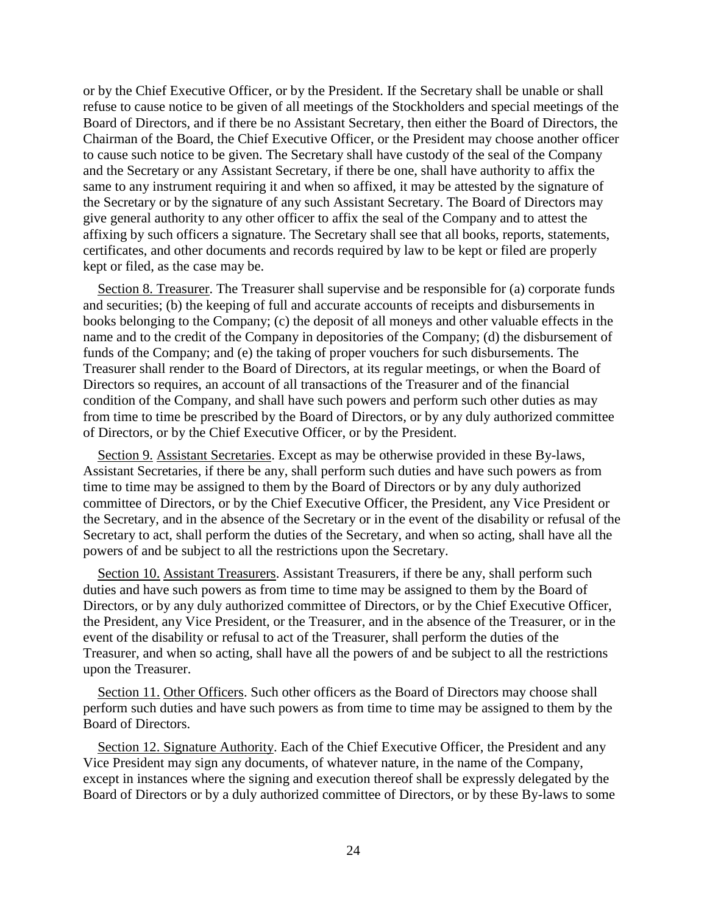or by the Chief Executive Officer, or by the President. If the Secretary shall be unable or shall refuse to cause notice to be given of all meetings of the Stockholders and special meetings of the Board of Directors, and if there be no Assistant Secretary, then either the Board of Directors, the Chairman of the Board, the Chief Executive Officer, or the President may choose another officer to cause such notice to be given. The Secretary shall have custody of the seal of the Company and the Secretary or any Assistant Secretary, if there be one, shall have authority to affix the same to any instrument requiring it and when so affixed, it may be attested by the signature of the Secretary or by the signature of any such Assistant Secretary. The Board of Directors may give general authority to any other officer to affix the seal of the Company and to attest the affixing by such officers a signature. The Secretary shall see that all books, reports, statements, certificates, and other documents and records required by law to be kept or filed are properly kept or filed, as the case may be.

Section 8. Treasurer. The Treasurer shall supervise and be responsible for (a) corporate funds and securities; (b) the keeping of full and accurate accounts of receipts and disbursements in books belonging to the Company; (c) the deposit of all moneys and other valuable effects in the name and to the credit of the Company in depositories of the Company; (d) the disbursement of funds of the Company; and (e) the taking of proper vouchers for such disbursements. The Treasurer shall render to the Board of Directors, at its regular meetings, or when the Board of Directors so requires, an account of all transactions of the Treasurer and of the financial condition of the Company, and shall have such powers and perform such other duties as may from time to time be prescribed by the Board of Directors, or by any duly authorized committee of Directors, or by the Chief Executive Officer, or by the President.

Section 9. Assistant Secretaries. Except as may be otherwise provided in these By-laws, Assistant Secretaries, if there be any, shall perform such duties and have such powers as from time to time may be assigned to them by the Board of Directors or by any duly authorized committee of Directors, or by the Chief Executive Officer, the President, any Vice President or the Secretary, and in the absence of the Secretary or in the event of the disability or refusal of the Secretary to act, shall perform the duties of the Secretary, and when so acting, shall have all the powers of and be subject to all the restrictions upon the Secretary.

Section 10. Assistant Treasurers. Assistant Treasurers, if there be any, shall perform such duties and have such powers as from time to time may be assigned to them by the Board of Directors, or by any duly authorized committee of Directors, or by the Chief Executive Officer, the President, any Vice President, or the Treasurer, and in the absence of the Treasurer, or in the event of the disability or refusal to act of the Treasurer, shall perform the duties of the Treasurer, and when so acting, shall have all the powers of and be subject to all the restrictions upon the Treasurer.

Section 11. Other Officers. Such other officers as the Board of Directors may choose shall perform such duties and have such powers as from time to time may be assigned to them by the Board of Directors.

Section 12. Signature Authority. Each of the Chief Executive Officer, the President and any Vice President may sign any documents, of whatever nature, in the name of the Company, except in instances where the signing and execution thereof shall be expressly delegated by the Board of Directors or by a duly authorized committee of Directors, or by these By-laws to some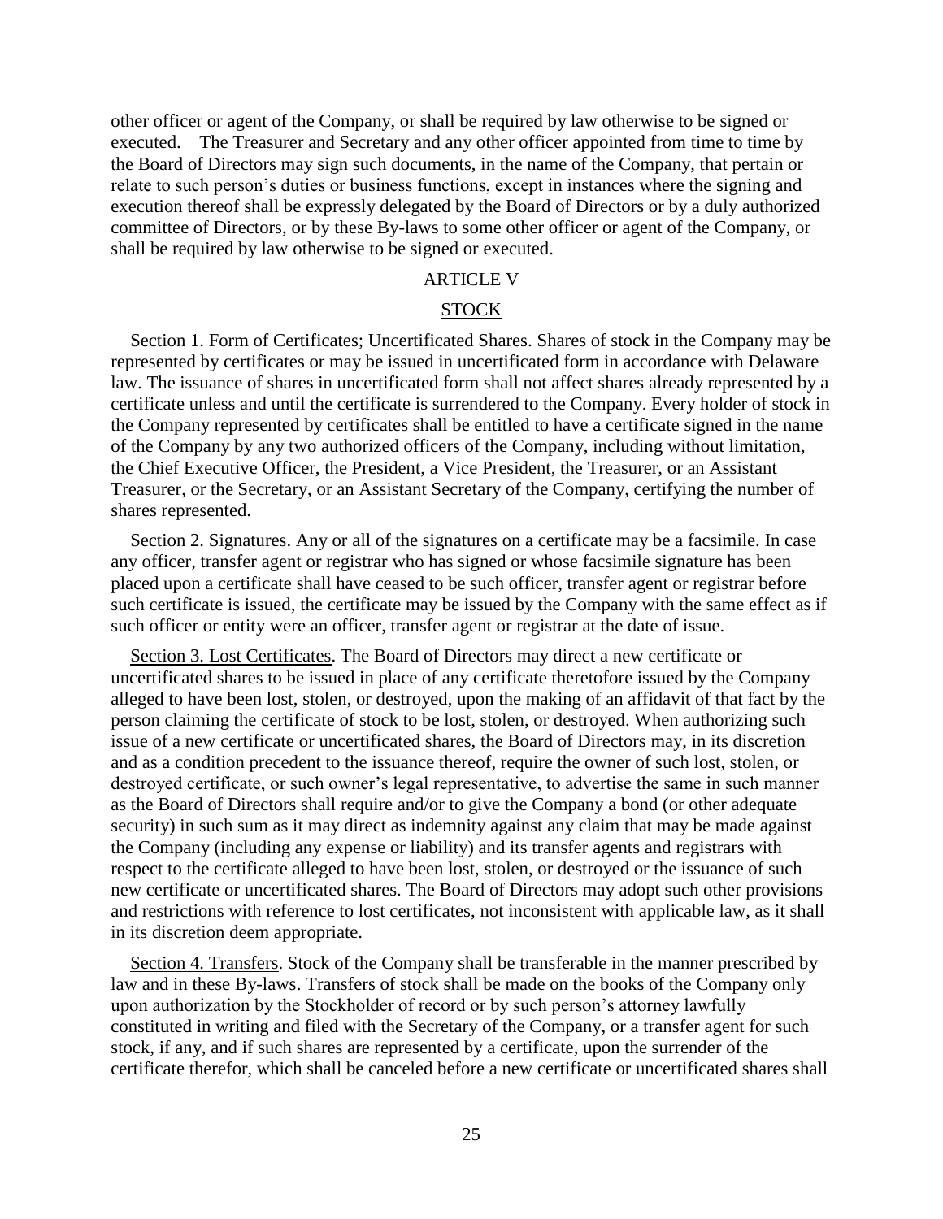other officer or agent of the Company, or shall be required by law otherwise to be signed or executed. The Treasurer and Secretary and any other officer appointed from time to time by the Board of Directors may sign such documents, in the name of the Company, that pertain or relate to such person's duties or business functions, except in instances where the signing and execution thereof shall be expressly delegated by the Board of Directors or by a duly authorized committee of Directors, or by these By-laws to some other officer or agent of the Company, or shall be required by law otherwise to be signed or executed.

## ARTICLE V

## STOCK

Section 1. Form of Certificates; Uncertificated Shares. Shares of stock in the Company may be represented by certificates or may be issued in uncertificated form in accordance with Delaware law. The issuance of shares in uncertificated form shall not affect shares already represented by a certificate unless and until the certificate is surrendered to the Company. Every holder of stock in the Company represented by certificates shall be entitled to have a certificate signed in the name of the Company by any two authorized officers of the Company, including without limitation, the Chief Executive Officer, the President, a Vice President, the Treasurer, or an Assistant Treasurer, or the Secretary, or an Assistant Secretary of the Company, certifying the number of shares represented.

Section 2. Signatures. Any or all of the signatures on a certificate may be a facsimile. In case any officer, transfer agent or registrar who has signed or whose facsimile signature has been placed upon a certificate shall have ceased to be such officer, transfer agent or registrar before such certificate is issued, the certificate may be issued by the Company with the same effect as if such officer or entity were an officer, transfer agent or registrar at the date of issue.

Section 3. Lost Certificates. The Board of Directors may direct a new certificate or uncertificated shares to be issued in place of any certificate theretofore issued by the Company alleged to have been lost, stolen, or destroyed, upon the making of an affidavit of that fact by the person claiming the certificate of stock to be lost, stolen, or destroyed. When authorizing such issue of a new certificate or uncertificated shares, the Board of Directors may, in its discretion and as a condition precedent to the issuance thereof, require the owner of such lost, stolen, or destroyed certificate, or such owner's legal representative, to advertise the same in such manner as the Board of Directors shall require and/or to give the Company a bond (or other adequate security) in such sum as it may direct as indemnity against any claim that may be made against the Company (including any expense or liability) and its transfer agents and registrars with respect to the certificate alleged to have been lost, stolen, or destroyed or the issuance of such new certificate or uncertificated shares. The Board of Directors may adopt such other provisions and restrictions with reference to lost certificates, not inconsistent with applicable law, as it shall in its discretion deem appropriate.

Section 4. Transfers. Stock of the Company shall be transferable in the manner prescribed by law and in these By-laws. Transfers of stock shall be made on the books of the Company only upon authorization by the Stockholder of record or by such person's attorney lawfully constituted in writing and filed with the Secretary of the Company, or a transfer agent for such stock, if any, and if such shares are represented by a certificate, upon the surrender of the certificate therefor, which shall be canceled before a new certificate or uncertificated shares shall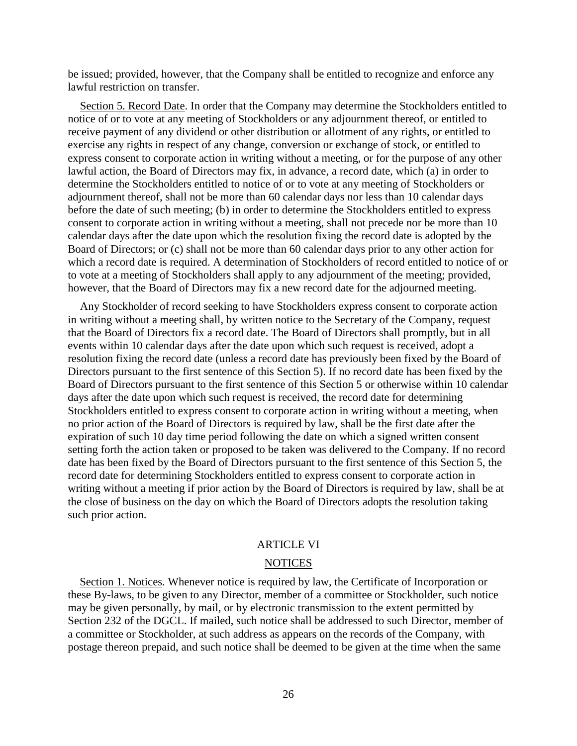be issued; provided, however, that the Company shall be entitled to recognize and enforce any lawful restriction on transfer.

Section 5. Record Date. In order that the Company may determine the Stockholders entitled to notice of or to vote at any meeting of Stockholders or any adjournment thereof, or entitled to receive payment of any dividend or other distribution or allotment of any rights, or entitled to exercise any rights in respect of any change, conversion or exchange of stock, or entitled to express consent to corporate action in writing without a meeting, or for the purpose of any other lawful action, the Board of Directors may fix, in advance, a record date, which (a) in order to determine the Stockholders entitled to notice of or to vote at any meeting of Stockholders or adjournment thereof, shall not be more than 60 calendar days nor less than 10 calendar days before the date of such meeting; (b) in order to determine the Stockholders entitled to express consent to corporate action in writing without a meeting, shall not precede nor be more than 10 calendar days after the date upon which the resolution fixing the record date is adopted by the Board of Directors; or (c) shall not be more than 60 calendar days prior to any other action for which a record date is required. A determination of Stockholders of record entitled to notice of or to vote at a meeting of Stockholders shall apply to any adjournment of the meeting; provided, however, that the Board of Directors may fix a new record date for the adjourned meeting.

Any Stockholder of record seeking to have Stockholders express consent to corporate action in writing without a meeting shall, by written notice to the Secretary of the Company, request that the Board of Directors fix a record date. The Board of Directors shall promptly, but in all events within 10 calendar days after the date upon which such request is received, adopt a resolution fixing the record date (unless a record date has previously been fixed by the Board of Directors pursuant to the first sentence of this Section 5). If no record date has been fixed by the Board of Directors pursuant to the first sentence of this Section 5 or otherwise within 10 calendar days after the date upon which such request is received, the record date for determining Stockholders entitled to express consent to corporate action in writing without a meeting, when no prior action of the Board of Directors is required by law, shall be the first date after the expiration of such 10 day time period following the date on which a signed written consent setting forth the action taken or proposed to be taken was delivered to the Company. If no record date has been fixed by the Board of Directors pursuant to the first sentence of this Section 5, the record date for determining Stockholders entitled to express consent to corporate action in writing without a meeting if prior action by the Board of Directors is required by law, shall be at the close of business on the day on which the Board of Directors adopts the resolution taking such prior action.

## ARTICLE VI

## NOTICES

Section 1. Notices. Whenever notice is required by law, the Certificate of Incorporation or these By-laws, to be given to any Director, member of a committee or Stockholder, such notice may be given personally, by mail, or by electronic transmission to the extent permitted by Section 232 of the DGCL. If mailed, such notice shall be addressed to such Director, member of a committee or Stockholder, at such address as appears on the records of the Company, with postage thereon prepaid, and such notice shall be deemed to be given at the time when the same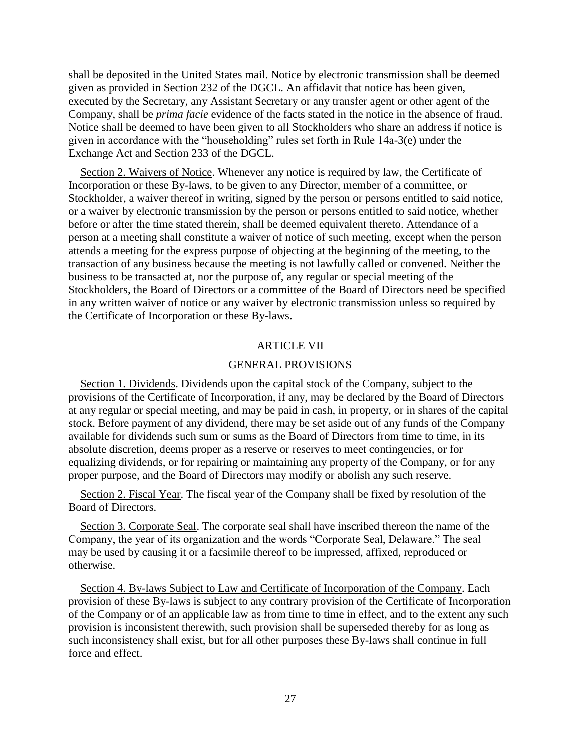shall be deposited in the United States mail. Notice by electronic transmission shall be deemed given as provided in Section 232 of the DGCL. An affidavit that notice has been given, executed by the Secretary, any Assistant Secretary or any transfer agent or other agent of the Company, shall be *prima facie* evidence of the facts stated in the notice in the absence of fraud. Notice shall be deemed to have been given to all Stockholders who share an address if notice is given in accordance with the "householding" rules set forth in Rule 14a-3(e) under the Exchange Act and Section 233 of the DGCL.

Section 2. Waivers of Notice. Whenever any notice is required by law, the Certificate of Incorporation or these By-laws, to be given to any Director, member of a committee, or Stockholder, a waiver thereof in writing, signed by the person or persons entitled to said notice, or a waiver by electronic transmission by the person or persons entitled to said notice, whether before or after the time stated therein, shall be deemed equivalent thereto. Attendance of a person at a meeting shall constitute a waiver of notice of such meeting, except when the person attends a meeting for the express purpose of objecting at the beginning of the meeting, to the transaction of any business because the meeting is not lawfully called or convened. Neither the business to be transacted at, nor the purpose of, any regular or special meeting of the Stockholders, the Board of Directors or a committee of the Board of Directors need be specified in any written waiver of notice or any waiver by electronic transmission unless so required by the Certificate of Incorporation or these By-laws.

## ARTICLE VII

## GENERAL PROVISIONS

Section 1. Dividends. Dividends upon the capital stock of the Company, subject to the provisions of the Certificate of Incorporation, if any, may be declared by the Board of Directors at any regular or special meeting, and may be paid in cash, in property, or in shares of the capital stock. Before payment of any dividend, there may be set aside out of any funds of the Company available for dividends such sum or sums as the Board of Directors from time to time, in its absolute discretion, deems proper as a reserve or reserves to meet contingencies, or for equalizing dividends, or for repairing or maintaining any property of the Company, or for any proper purpose, and the Board of Directors may modify or abolish any such reserve.

Section 2. Fiscal Year. The fiscal year of the Company shall be fixed by resolution of the Board of Directors.

Section 3. Corporate Seal. The corporate seal shall have inscribed thereon the name of the Company, the year of its organization and the words "Corporate Seal, Delaware." The seal may be used by causing it or a facsimile thereof to be impressed, affixed, reproduced or otherwise.

Section 4. By-laws Subject to Law and Certificate of Incorporation of the Company. Each provision of these By-laws is subject to any contrary provision of the Certificate of Incorporation of the Company or of an applicable law as from time to time in effect, and to the extent any such provision is inconsistent therewith, such provision shall be superseded thereby for as long as such inconsistency shall exist, but for all other purposes these By-laws shall continue in full force and effect.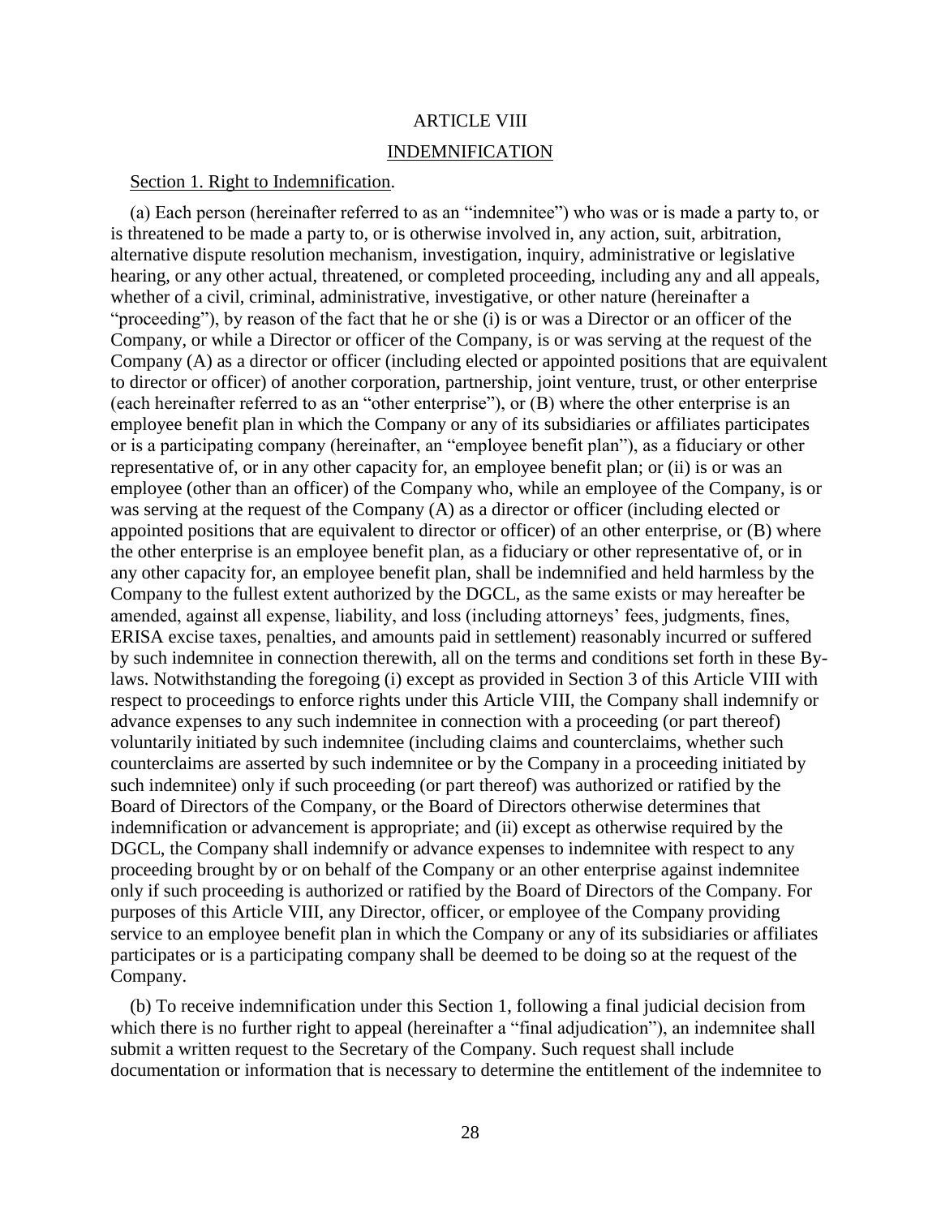# ARTICLE VIII

## INDEMNIFICATION

### Section 1. Right to Indemnification.

(a) Each person (hereinafter referred to as an "indemnitee") who was or is made a party to, or is threatened to be made a party to, or is otherwise involved in, any action, suit, arbitration, alternative dispute resolution mechanism, investigation, inquiry, administrative or legislative hearing, or any other actual, threatened, or completed proceeding, including any and all appeals, whether of a civil, criminal, administrative, investigative, or other nature (hereinafter a "proceeding"), by reason of the fact that he or she (i) is or was a Director or an officer of the Company, or while a Director or officer of the Company, is or was serving at the request of the Company (A) as a director or officer (including elected or appointed positions that are equivalent to director or officer) of another corporation, partnership, joint venture, trust, or other enterprise (each hereinafter referred to as an "other enterprise"), or (B) where the other enterprise is an employee benefit plan in which the Company or any of its subsidiaries or affiliates participates or is a participating company (hereinafter, an "employee benefit plan"), as a fiduciary or other representative of, or in any other capacity for, an employee benefit plan; or (ii) is or was an employee (other than an officer) of the Company who, while an employee of the Company, is or was serving at the request of the Company (A) as a director or officer (including elected or appointed positions that are equivalent to director or officer) of an other enterprise, or (B) where the other enterprise is an employee benefit plan, as a fiduciary or other representative of, or in any other capacity for, an employee benefit plan, shall be indemnified and held harmless by the Company to the fullest extent authorized by the DGCL, as the same exists or may hereafter be amended, against all expense, liability, and loss (including attorneys' fees, judgments, fines, ERISA excise taxes, penalties, and amounts paid in settlement) reasonably incurred or suffered by such indemnitee in connection therewith, all on the terms and conditions set forth in these By-laws. Notwithstanding the foregoing (i) except as provided in Section 3 of this Article VIII with respect to proceedings to enforce rights under this Article VIII, the Company shall indemnify or advance expenses to any such indemnitee in connection with a proceeding (or part thereof) voluntarily initiated by such indemnitee (including claims and counterclaims, whether such counterclaims are asserted by such indemnitee or by the Company in a proceeding initiated by such indemnitee) only if such proceeding (or part thereof) was authorized or ratified by the Board of Directors of the Company, or the Board of Directors otherwise determines that indemnification or advancement is appropriate; and (ii) except as otherwise required by the DGCL, the Company shall indemnify or advance expenses to indemnitee with respect to any proceeding brought by or on behalf of the Company or an other enterprise against indemnitee only if such proceeding is authorized or ratified by the Board of Directors of the Company. For purposes of this Article VIII, any Director, officer, or employee of the Company providing service to an employee benefit plan in which the Company or any of its subsidiaries or affiliates participates or is a participating company shall be deemed to be doing so at the request of the Company.

(b) To receive indemnification under this Section 1, following a final judicial decision from which there is no further right to appeal (hereinafter a "final adjudication"), an indemnitee shall submit a written request to the Secretary of the Company. Such request shall include documentation or information that is necessary to determine the entitlement of the indemnitee to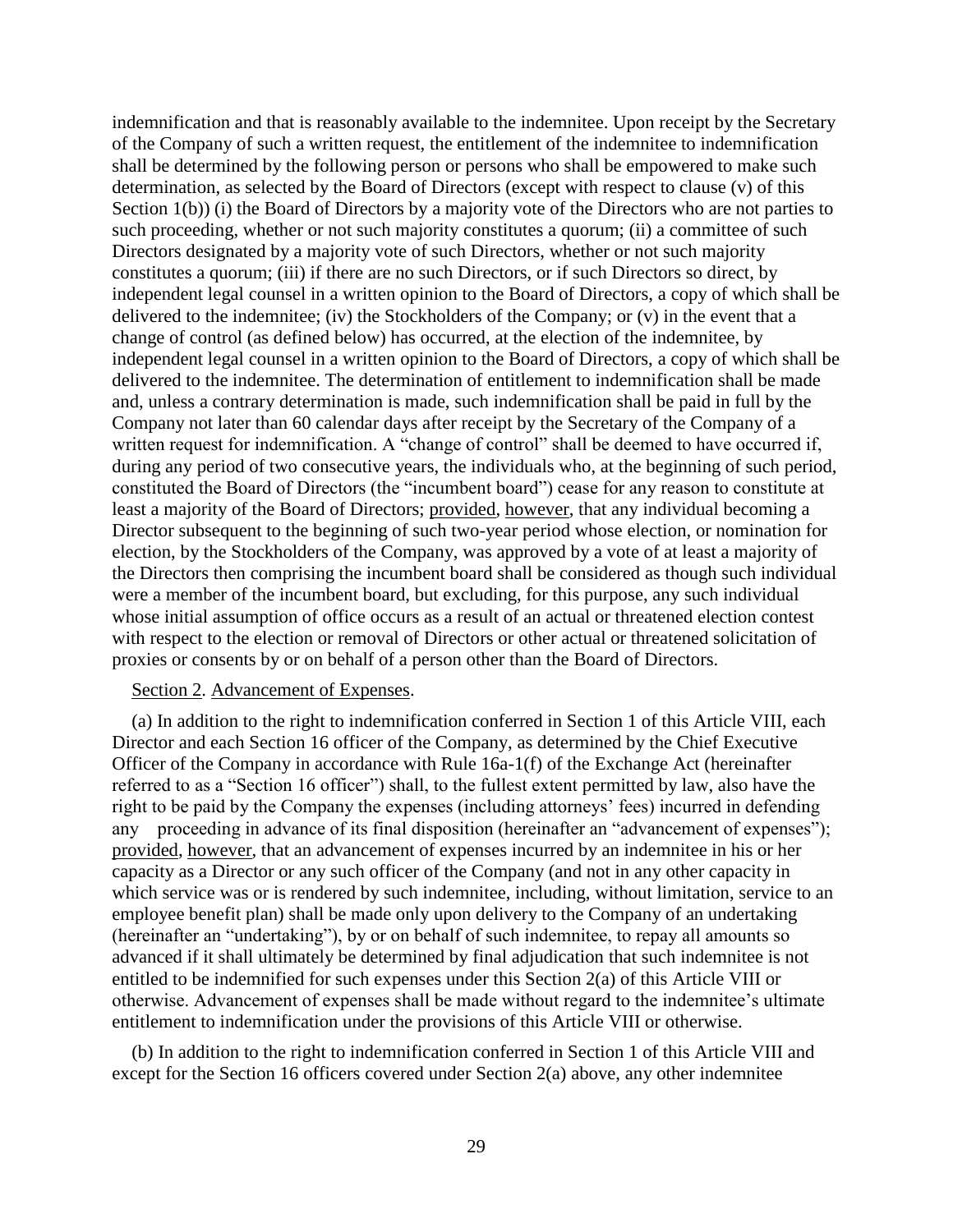indemnification and that is reasonably available to the indemnitee. Upon receipt by the Secretary of the Company of such a written request, the entitlement of the indemnitee to indemnification shall be determined by the following person or persons who shall be empowered to make such determination, as selected by the Board of Directors (except with respect to clause (v) of this Section 1(b)) (i) the Board of Directors by a majority vote of the Directors who are not parties to such proceeding, whether or not such majority constitutes a quorum; (ii) a committee of such Directors designated by a majority vote of such Directors, whether or not such majority constitutes a quorum; (iii) if there are no such Directors, or if such Directors so direct, by independent legal counsel in a written opinion to the Board of Directors, a copy of which shall be delivered to the indemnitee; (iv) the Stockholders of the Company; or (v) in the event that a change of control (as defined below) has occurred, at the election of the indemnitee, by independent legal counsel in a written opinion to the Board of Directors, a copy of which shall be delivered to the indemnitee. The determination of entitlement to indemnification shall be made and, unless a contrary determination is made, such indemnification shall be paid in full by the Company not later than 60 calendar days after receipt by the Secretary of the Company of a written request for indemnification. A "change of control" shall be deemed to have occurred if, during any period of two consecutive years, the individuals who, at the beginning of such period, constituted the Board of Directors (the "incumbent board") cease for any reason to constitute at least a majority of the Board of Directors; provided, however, that any individual becoming a Director subsequent to the beginning of such two-year period whose election, or nomination for election, by the Stockholders of the Company, was approved by a vote of at least a majority of the Directors then comprising the incumbent board shall be considered as though such individual were a member of the incumbent board, but excluding, for this purpose, any such individual whose initial assumption of office occurs as a result of an actual or threatened election contest with respect to the election or removal of Directors or other actual or threatened solicitation of proxies or consents by or on behalf of a person other than the Board of Directors.

Section 2. Advancement of Expenses.

(a) In addition to the right to indemnification conferred in Section 1 of this Article VIII, each Director and each Section 16 officer of the Company, as determined by the Chief Executive Officer of the Company in accordance with Rule 16a-1(f) of the Exchange Act (hereinafter referred to as a "Section 16 officer") shall, to the fullest extent permitted by law, also have the right to be paid by the Company the expenses (including attorneys' fees) incurred in defending any proceeding in advance of its final disposition (hereinafter an "advancement of expenses"); provided, however, that an advancement of expenses incurred by an indemnitee in his or her capacity as a Director or any such officer of the Company (and not in any other capacity in which service was or is rendered by such indemnitee, including, without limitation, service to an employee benefit plan) shall be made only upon delivery to the Company of an undertaking (hereinafter an "undertaking"), by or on behalf of such indemnitee, to repay all amounts so advanced if it shall ultimately be determined by final adjudication that such indemnitee is not entitled to be indemnified for such expenses under this Section 2(a) of this Article VIII or otherwise. Advancement of expenses shall be made without regard to the indemnitee's ultimate entitlement to indemnification under the provisions of this Article VIII or otherwise.

(b) In addition to the right to indemnification conferred in Section 1 of this Article VIII and except for the Section 16 officers covered under Section 2(a) above, any other indemnitee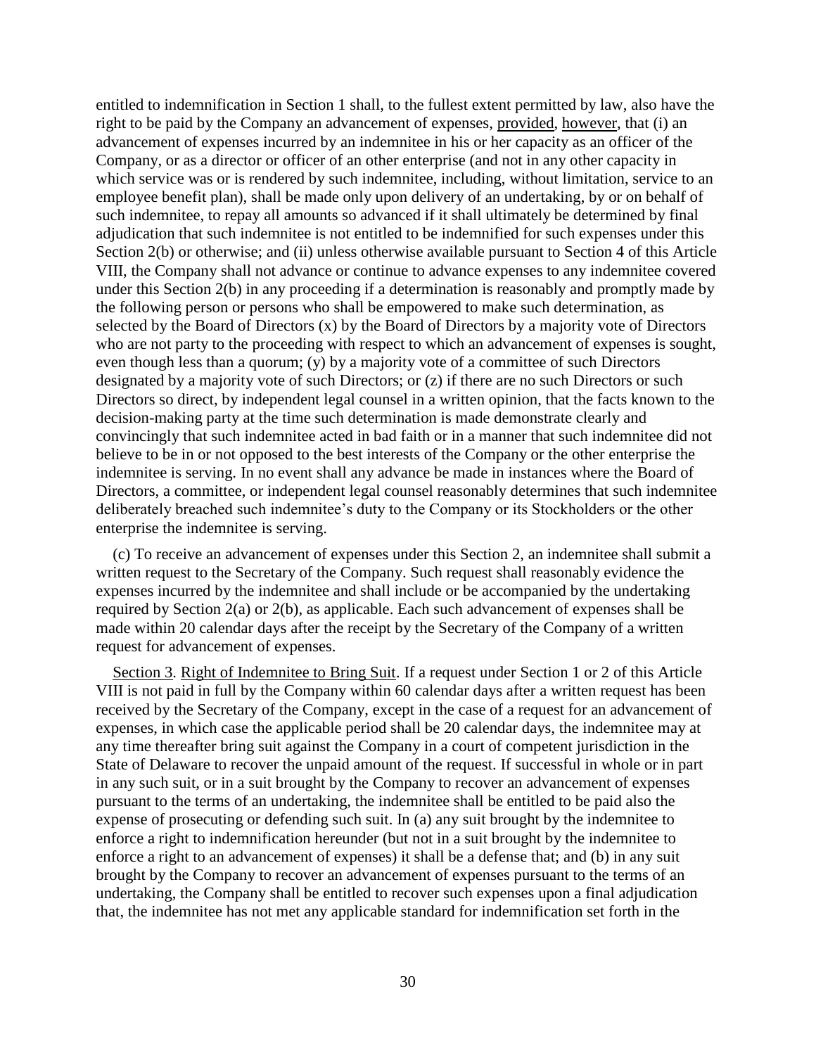entitled to indemnification in Section 1 shall, to the fullest extent permitted by law, also have the right to be paid by the Company an advancement of expenses, provided, however, that (i) an advancement of expenses incurred by an indemnitee in his or her capacity as an officer of the Company, or as a director or officer of an other enterprise (and not in any other capacity in which service was or is rendered by such indemnitee, including, without limitation, service to an employee benefit plan), shall be made only upon delivery of an undertaking, by or on behalf of such indemnitee, to repay all amounts so advanced if it shall ultimately be determined by final adjudication that such indemnitee is not entitled to be indemnified for such expenses under this Section 2(b) or otherwise; and (ii) unless otherwise available pursuant to Section 4 of this Article VIII, the Company shall not advance or continue to advance expenses to any indemnitee covered under this Section 2(b) in any proceeding if a determination is reasonably and promptly made by the following person or persons who shall be empowered to make such determination, as selected by the Board of Directors (x) by the Board of Directors by a majority vote of Directors who are not party to the proceeding with respect to which an advancement of expenses is sought, even though less than a quorum; (y) by a majority vote of a committee of such Directors designated by a majority vote of such Directors; or (z) if there are no such Directors or such Directors so direct, by independent legal counsel in a written opinion, that the facts known to the decision-making party at the time such determination is made demonstrate clearly and convincingly that such indemnitee acted in bad faith or in a manner that such indemnitee did not believe to be in or not opposed to the best interests of the Company or the other enterprise the indemnitee is serving. In no event shall any advance be made in instances where the Board of Directors, a committee, or independent legal counsel reasonably determines that such indemnitee deliberately breached such indemnitee's duty to the Company or its Stockholders or the other enterprise the indemnitee is serving.

(c) To receive an advancement of expenses under this Section 2, an indemnitee shall submit a written request to the Secretary of the Company. Such request shall reasonably evidence the expenses incurred by the indemnitee and shall include or be accompanied by the undertaking required by Section 2(a) or 2(b), as applicable. Each such advancement of expenses shall be made within 20 calendar days after the receipt by the Secretary of the Company of a written request for advancement of expenses.

Section 3. Right of Indemnitee to Bring Suit. If a request under Section 1 or 2 of this Article VIII is not paid in full by the Company within 60 calendar days after a written request has been received by the Secretary of the Company, except in the case of a request for an advancement of expenses, in which case the applicable period shall be 20 calendar days, the indemnitee may at any time thereafter bring suit against the Company in a court of competent jurisdiction in the State of Delaware to recover the unpaid amount of the request. If successful in whole or in part in any such suit, or in a suit brought by the Company to recover an advancement of expenses pursuant to the terms of an undertaking, the indemnitee shall be entitled to be paid also the expense of prosecuting or defending such suit. In (a) any suit brought by the indemnitee to enforce a right to indemnification hereunder (but not in a suit brought by the indemnitee to enforce a right to an advancement of expenses) it shall be a defense that; and (b) in any suit brought by the Company to recover an advancement of expenses pursuant to the terms of an undertaking, the Company shall be entitled to recover such expenses upon a final adjudication that, the indemnitee has not met any applicable standard for indemnification set forth in the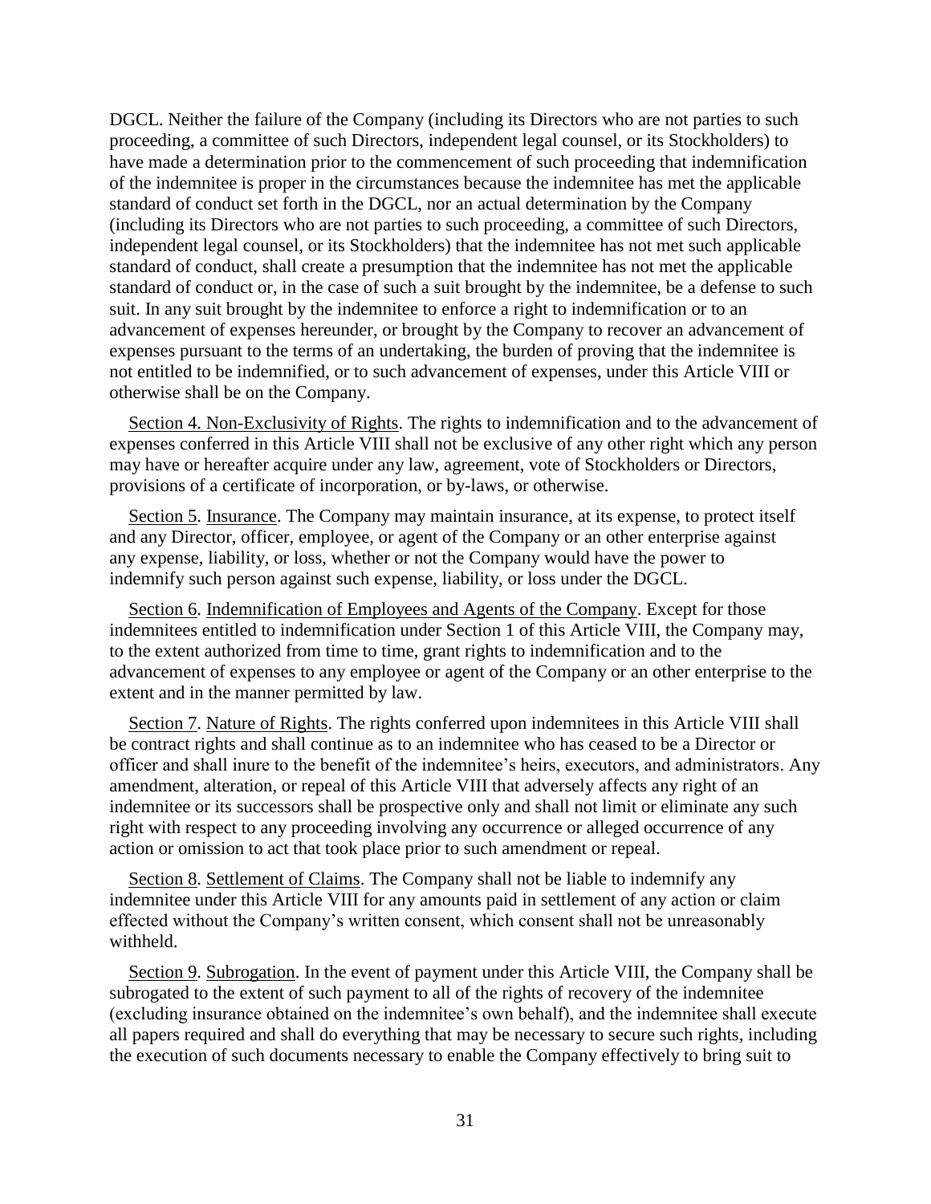DGCL. Neither the failure of the Company (including its Directors who are not parties to such proceeding, a committee of such Directors, independent legal counsel, or its Stockholders) to have made a determination prior to the commencement of such proceeding that indemnification of the indemnitee is proper in the circumstances because the indemnitee has met the applicable standard of conduct set forth in the DGCL, nor an actual determination by the Company (including its Directors who are not parties to such proceeding, a committee of such Directors, independent legal counsel, or its Stockholders) that the indemnitee has not met such applicable standard of conduct, shall create a presumption that the indemnitee has not met the applicable standard of conduct or, in the case of such a suit brought by the indemnitee, be a defense to such suit. In any suit brought by the indemnitee to enforce a right to indemnification or to an advancement of expenses hereunder, or brought by the Company to recover an advancement of expenses pursuant to the terms of an undertaking, the burden of proving that the indemnitee is not entitled to be indemnified, or to such advancement of expenses, under this Article VIII or otherwise shall be on the Company.

Section 4. Non-Exclusivity of Rights. The rights to indemnification and to the advancement of expenses conferred in this Article VIII shall not be exclusive of any other right which any person may have or hereafter acquire under any law, agreement, vote of Stockholders or Directors, provisions of a certificate of incorporation, or by-laws, or otherwise.

Section 5. Insurance. The Company may maintain insurance, at its expense, to protect itself and any Director, officer, employee, or agent of the Company or an other enterprise against any expense, liability, or loss, whether or not the Company would have the power to indemnify such person against such expense, liability, or loss under the DGCL.

Section 6. Indemnification of Employees and Agents of the Company. Except for those indemnitees entitled to indemnification under Section 1 of this Article VIII, the Company may, to the extent authorized from time to time, grant rights to indemnification and to the advancement of expenses to any employee or agent of the Company or an other enterprise to the extent and in the manner permitted by law.

Section 7. Nature of Rights. The rights conferred upon indemnitees in this Article VIII shall be contract rights and shall continue as to an indemnitee who has ceased to be a Director or officer and shall inure to the benefit of the indemnitee's heirs, executors, and administrators. Any amendment, alteration, or repeal of this Article VIII that adversely affects any right of an indemnitee or its successors shall be prospective only and shall not limit or eliminate any such right with respect to any proceeding involving any occurrence or alleged occurrence of any action or omission to act that took place prior to such amendment or repeal.

Section 8. Settlement of Claims. The Company shall not be liable to indemnify any indemnitee under this Article VIII for any amounts paid in settlement of any action or claim effected without the Company's written consent, which consent shall not be unreasonably withheld.

Section 9. Subrogation. In the event of payment under this Article VIII, the Company shall be subrogated to the extent of such payment to all of the rights of recovery of the indemnitee (excluding insurance obtained on the indemnitee's own behalf), and the indemnitee shall execute all papers required and shall do everything that may be necessary to secure such rights, including the execution of such documents necessary to enable the Company effectively to bring suit to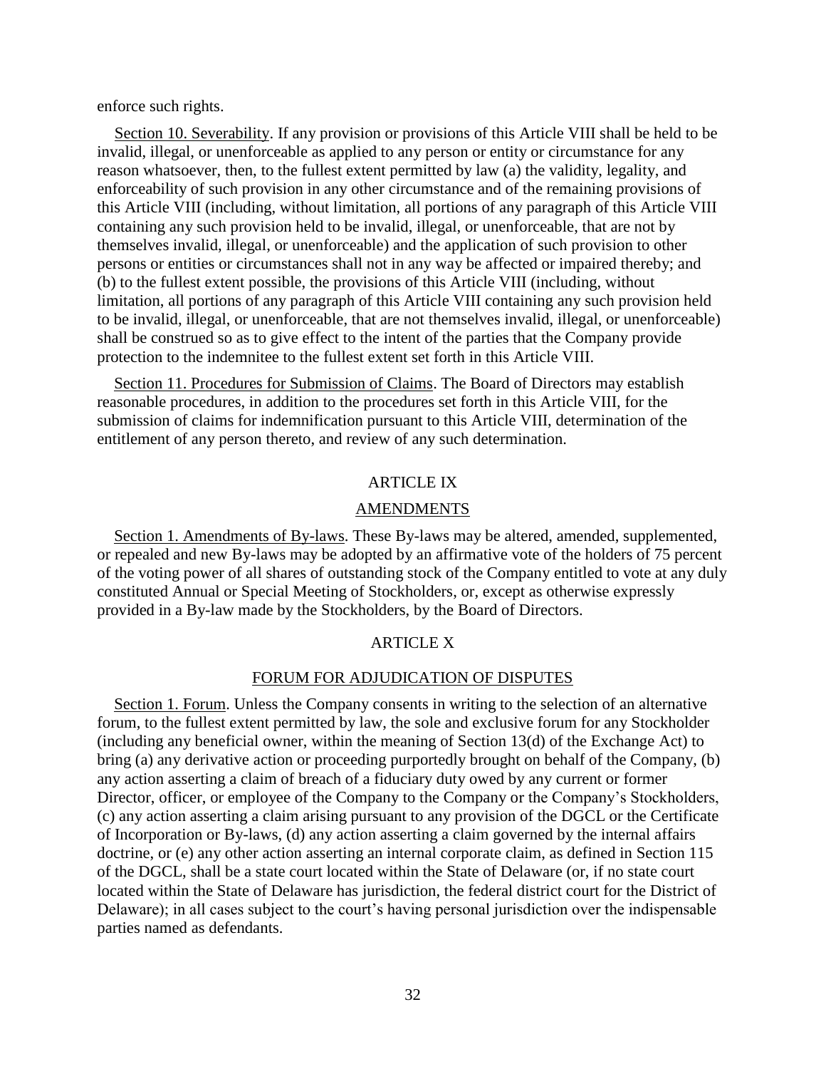enforce such rights.

Section 10. Severability. If any provision or provisions of this Article VIII shall be held to be invalid, illegal, or unenforceable as applied to any person or entity or circumstance for any reason whatsoever, then, to the fullest extent permitted by law (a) the validity, legality, and enforceability of such provision in any other circumstance and of the remaining provisions of this Article VIII (including, without limitation, all portions of any paragraph of this Article VIII containing any such provision held to be invalid, illegal, or unenforceable, that are not by themselves invalid, illegal, or unenforceable) and the application of such provision to other persons or entities or circumstances shall not in any way be affected or impaired thereby; and (b) to the fullest extent possible, the provisions of this Article VIII (including, without limitation, all portions of any paragraph of this Article VIII containing any such provision held to be invalid, illegal, or unenforceable, that are not themselves invalid, illegal, or unenforceable) shall be construed so as to give effect to the intent of the parties that the Company provide protection to the indemnitee to the fullest extent set forth in this Article VIII.

Section 11. Procedures for Submission of Claims. The Board of Directors may establish reasonable procedures, in addition to the procedures set forth in this Article VIII, for the submission of claims for indemnification pursuant to this Article VIII, determination of the entitlement of any person thereto, and review of any such determination.

## ARTICLE IX

## AMENDMENTS

Section 1. Amendments of By-laws. These By-laws may be altered, amended, supplemented, or repealed and new By-laws may be adopted by an affirmative vote of the holders of 75 percent of the voting power of all shares of outstanding stock of the Company entitled to vote at any duly constituted Annual or Special Meeting of Stockholders, or, except as otherwise expressly provided in a By-law made by the Stockholders, by the Board of Directors.

## ARTICLE X

## FORUM FOR ADJUDICATION OF DISPUTES

Section 1. Forum. Unless the Company consents in writing to the selection of an alternative forum, to the fullest extent permitted by law, the sole and exclusive forum for any Stockholder (including any beneficial owner, within the meaning of Section 13(d) of the Exchange Act) to bring (a) any derivative action or proceeding purportedly brought on behalf of the Company, (b) any action asserting a claim of breach of a fiduciary duty owed by any current or former Director, officer, or employee of the Company to the Company or the Company's Stockholders, (c) any action asserting a claim arising pursuant to any provision of the DGCL or the Certificate of Incorporation or By-laws, (d) any action asserting a claim governed by the internal affairs doctrine, or (e) any other action asserting an internal corporate claim, as defined in Section 115 of the DGCL, shall be a state court located within the State of Delaware (or, if no state court located within the State of Delaware has jurisdiction, the federal district court for the District of Delaware); in all cases subject to the court's having personal jurisdiction over the indispensable parties named as defendants.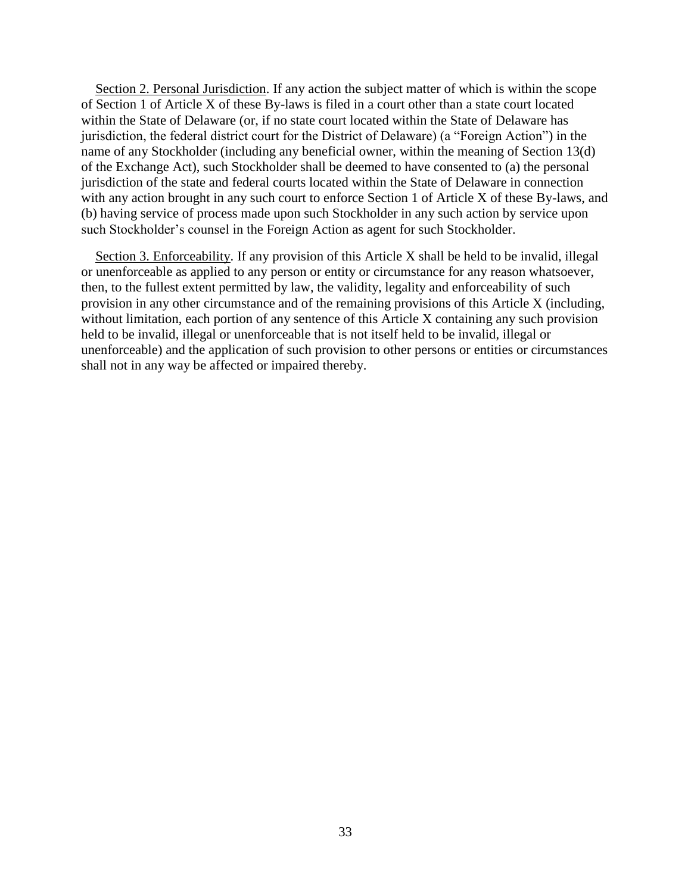Section 2. Personal Jurisdiction. If any action the subject matter of which is within the scope of Section 1 of Article X of these By-laws is filed in a court other than a state court located within the State of Delaware (or, if no state court located within the State of Delaware has jurisdiction, the federal district court for the District of Delaware) (a "Foreign Action") in the name of any Stockholder (including any beneficial owner, within the meaning of Section 13(d) of the Exchange Act), such Stockholder shall be deemed to have consented to (a) the personal jurisdiction of the state and federal courts located within the State of Delaware in connection with any action brought in any such court to enforce Section 1 of Article X of these By-laws, and (b) having service of process made upon such Stockholder in any such action by service upon such Stockholder's counsel in the Foreign Action as agent for such Stockholder.

Section 3. Enforceability. If any provision of this Article X shall be held to be invalid, illegal or unenforceable as applied to any person or entity or circumstance for any reason whatsoever, then, to the fullest extent permitted by law, the validity, legality and enforceability of such provision in any other circumstance and of the remaining provisions of this Article X (including, without limitation, each portion of any sentence of this Article X containing any such provision held to be invalid, illegal or unenforceable that is not itself held to be invalid, illegal or unenforceable) and the application of such provision to other persons or entities or circumstances shall not in any way be affected or impaired thereby.